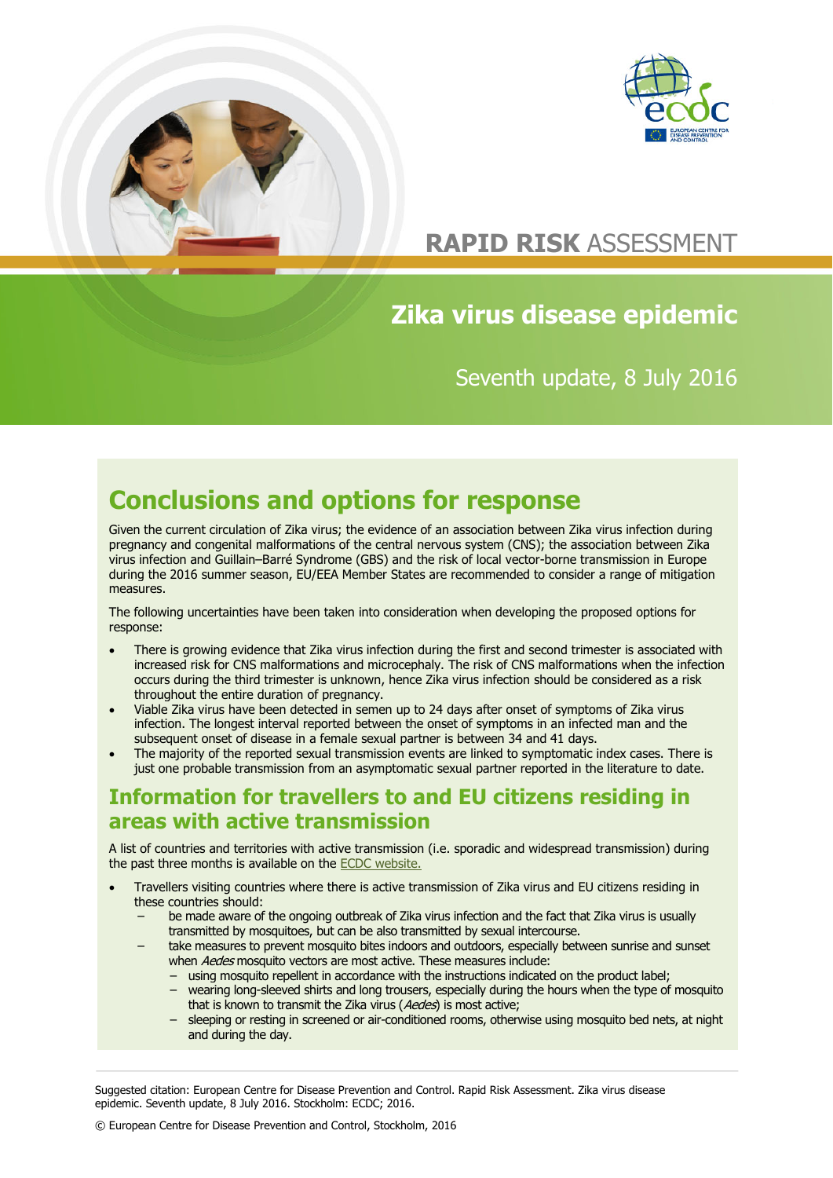# RAPID RISK ASSESSMENT

## Zika virus disease epidemic

Seventh update, 8 July 2016

## Conclusions and options for response

Given the current circulation of Zika virus; the evidence of an association between Zika virus infection during pregnancy and congenital malformations of the central nervous system (CNS); the association between Zika virus infection and Guillain–Barré Syndrome (GBS) and the risk of local vector-borne transmission in Europe during the 2016 summer season, EU/EEA Member States are recommended to consider a range of mitigation measures.

The following uncertainties have been taken into consideration when developing the proposed options for response:

- There is growing evidence that Zika virus infection during the first and second trimester is associated with increased risk for CNS malformations and microcephaly. The risk of CNS malformations when the infection occurs during the third trimester is unknown, hence Zika virus infection should be considered as a risk throughout the entire duration of pregnancy.
- Viable Zika virus have been detected in semen up to 24 days after onset of symptoms of Zika virus infection. The longest interval reported between the onset of symptoms in an infected man and the subsequent onset of disease in a female sexual partner is between 34 and 41 days.
- The majority of the reported sexual transmission events are linked to symptomatic index cases. There is just one probable transmission from an asymptomatic sexual partner reported in the literature to date.

## Information for travellers to and EU citizens residing in areas with active transmission

A list of countries and territories with active transmission (i.e. sporadic and widespread transmission) during the past three months is available on the ECDC website.

- Travellers visiting countries where there is active transmission of Zika virus and EU citizens residing in these countries should:
  - be made aware of the ongoing outbreak of Zika virus infection and the fact that Zika virus is usually transmitted by mosquitoes, but can be also transmitted by sexual intercourse.
  - take measures to prevent mosquito bites indoors and outdoors, especially between sunrise and sunset when *Aedes* mosquito vectors are most active. These measures include:
    - using mosquito repellent in accordance with the instructions indicated on the product label;
    - wearing long-sleeved shirts and long trousers, especially during the hours when the type of mosquito that is known to transmit the Zika virus (*Aedes*) is most active;
    - sleeping or resting in screened or air-conditioned rooms, otherwise using mosquito bed nets, at night and during the day.

Suggested citation: European Centre for Disease Prevention and Control. Rapid Risk Assessment. Zika virus disease epidemic. Seventh update, 8 July 2016. Stockholm: ECDC; 2016.

© European Centre for Disease Prevention and Control, Stockholm, 2016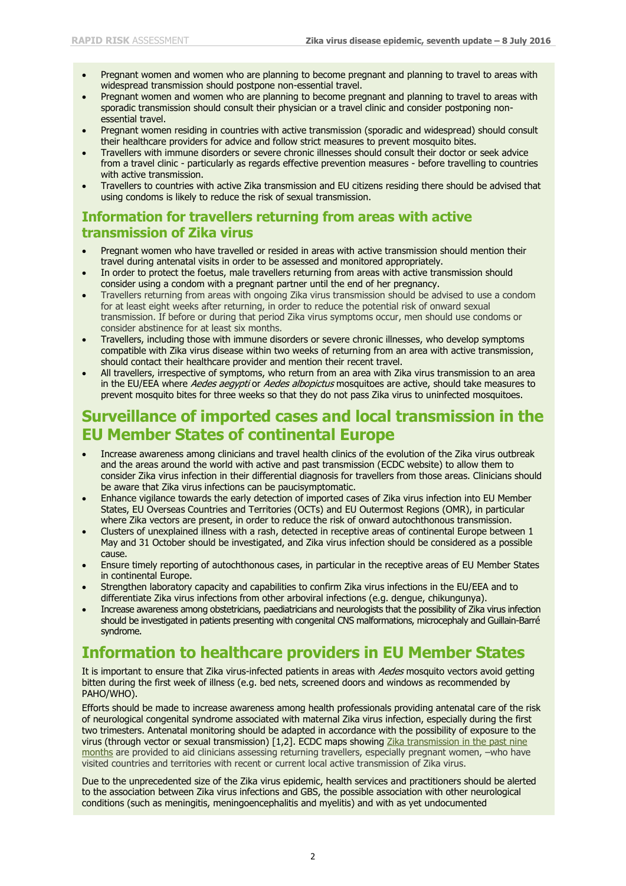- Pregnant women and women who are planning to become pregnant and planning to travel to areas with widespread transmission should postpone non-essential travel.
- Pregnant women and women who are planning to become pregnant and planning to travel to areas with sporadic transmission should consult their physician or a travel clinic and consider postponing non-essential travel.
- Pregnant women residing in countries with active transmission (sporadic and widespread) should consult their healthcare providers for advice and follow strict measures to prevent mosquito bites.
- Travellers with immune disorders or severe chronic illnesses should consult their doctor or seek advice from a travel clinic - particularly as regards effective prevention measures - before travelling to countries with active transmission.
- Travellers to countries with active Zika transmission and EU citizens residing there should be advised that using condoms is likely to reduce the risk of sexual transmission.

### Information for travellers returning from areas with active transmission of Zika virus

- Pregnant women who have travelled or resided in areas with active transmission should mention their travel during antenatal visits in order to be assessed and monitored appropriately.
- In order to protect the foetus, male travellers returning from areas with active transmission should consider using a condom with a pregnant partner until the end of her pregnancy.
- Travellers returning from areas with ongoing Zika virus transmission should be advised to use a condom for at least eight weeks after returning, in order to reduce the potential risk of onward sexual transmission. If before or during that period Zika virus symptoms occur, men should use condoms or consider abstinence for at least six months.
- Travellers, including those with immune disorders or severe chronic illnesses, who develop symptoms compatible with Zika virus disease within two weeks of returning from an area with active transmission, should contact their healthcare provider and mention their recent travel.
- All travellers, irrespective of symptoms, who return from an area with Zika virus transmission to an area in the EU/EEA where *Aedes aegypti* or *Aedes albopictus* mosquitoes are active, should take measures to prevent mosquito bites for three weeks so that they do not pass Zika virus to uninfected mosquitoes.

## Surveillance of imported cases and local transmission in the EU Member States of continental Europe

- Increase awareness among clinicians and travel health clinics of the evolution of the Zika virus outbreak and the areas around the world with active and past transmission (ECDC website) to allow them to consider Zika virus infection in their differential diagnosis for travellers from those areas. Clinicians should be aware that Zika virus infections can be paucisymptomatic.
- Enhance vigilance towards the early detection of imported cases of Zika virus infection into EU Member States, EU Overseas Countries and Territories (OCTs) and EU Outermost Regions (OMR), in particular where Zika vectors are present, in order to reduce the risk of onward autochthonous transmission.
- Clusters of unexplained illness with a rash, detected in receptive areas of continental Europe between 1 May and 31 October should be investigated, and Zika virus infection should be considered as a possible cause.
- Ensure timely reporting of autochthonous cases, in particular in the receptive areas of EU Member States in continental Europe.
- Strengthen laboratory capacity and capabilities to confirm Zika virus infections in the EU/EEA and to differentiate Zika virus infections from other arboviral infections (e.g. dengue, chikungunya).
- Increase awareness among obstetricians, paediatricians and neurologists that the possibility of Zika virus infection should be investigated in patients presenting with congenital CNS malformations, microcephaly and Guillain-Barré syndrome.

## Information to healthcare providers in EU Member States

It is important to ensure that Zika virus-infected patients in areas with *Aedes* mosquito vectors avoid getting bitten during the first week of illness (e.g. bed nets, screened doors and windows as recommended by PAHO/WHO).

Efforts should be made to increase awareness among health professionals providing antenatal care of the risk of neurological congenital syndrome associated with maternal Zika virus infection, especially during the first two trimesters. Antenatal monitoring should be adapted in accordance with the possibility of exposure to the virus (through vector or sexual transmission) [1,2]. ECDC maps showing Zika transmission in the past nine months are provided to aid clinicians assessing returning travellers, especially pregnant women, –who have visited countries and territories with recent or current local active transmission of Zika virus.

Due to the unprecedented size of the Zika virus epidemic, health services and practitioners should be alerted to the association between Zika virus infections and GBS, the possible association with other neurological conditions (such as meningitis, meningoencephalitis and myelitis) and with as yet undocumented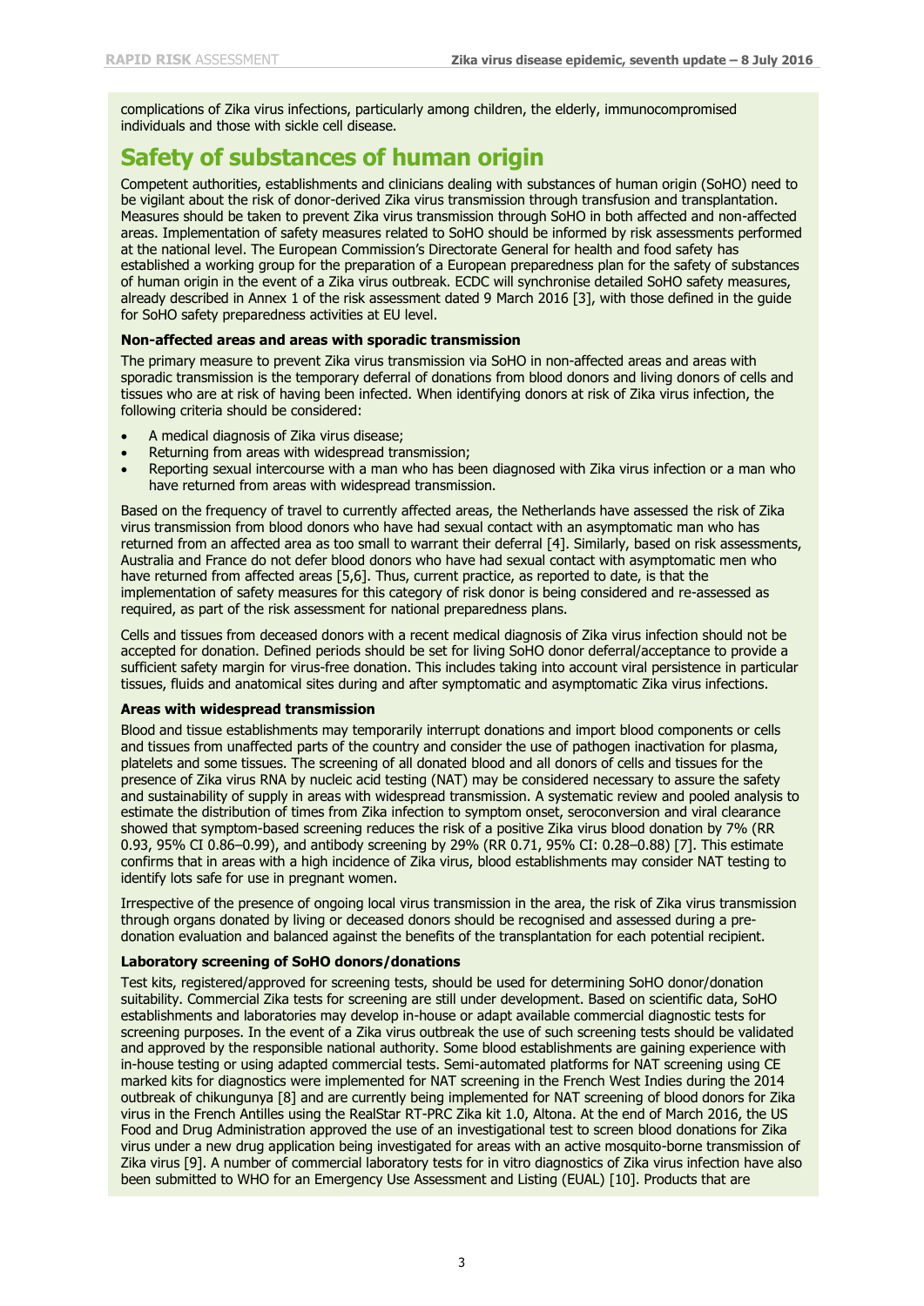complications of Zika virus infections, particularly among children, the elderly, immunocompromised individuals and those with sickle cell disease.

## Safety of substances of human origin

Competent authorities, establishments and clinicians dealing with substances of human origin (SoHO) need to be vigilant about the risk of donor-derived Zika virus transmission through transfusion and transplantation. Measures should be taken to prevent Zika virus transmission through SoHO in both affected and non-affected areas. Implementation of safety measures related to SoHO should be informed by risk assessments performed at the national level. The European Commission's Directorate General for health and food safety has established a working group for the preparation of a European preparedness plan for the safety of substances of human origin in the event of a Zika virus outbreak. ECDC will synchronise detailed SoHO safety measures, already described in Annex 1 of the risk assessment dated 9 March 2016 [3], with those defined in the guide for SoHO safety preparedness activities at EU level.

#### Non-affected areas and areas with sporadic transmission

The primary measure to prevent Zika virus transmission via SoHO in non-affected areas and areas with sporadic transmission is the temporary deferral of donations from blood donors and living donors of cells and tissues who are at risk of having been infected. When identifying donors at risk of Zika virus infection, the following criteria should be considered:

- A medical diagnosis of Zika virus disease;
- Returning from areas with widespread transmission;
- Reporting sexual intercourse with a man who has been diagnosed with Zika virus infection or a man who have returned from areas with widespread transmission.

Based on the frequency of travel to currently affected areas, the Netherlands have assessed the risk of Zika virus transmission from blood donors who have had sexual contact with an asymptomatic man who has returned from an affected area as too small to warrant their deferral [4]. Similarly, based on risk assessments, Australia and France do not defer blood donors who have had sexual contact with asymptomatic men who have returned from affected areas [5,6]. Thus, current practice, as reported to date, is that the implementation of safety measures for this category of risk donor is being considered and re-assessed as required, as part of the risk assessment for national preparedness plans.

Cells and tissues from deceased donors with a recent medical diagnosis of Zika virus infection should not be accepted for donation. Defined periods should be set for living SoHO donor deferral/acceptance to provide a sufficient safety margin for virus-free donation. This includes taking into account viral persistence in particular tissues, fluids and anatomical sites during and after symptomatic and asymptomatic Zika virus infections.

#### Areas with widespread transmission

Blood and tissue establishments may temporarily interrupt donations and import blood components or cells and tissues from unaffected parts of the country and consider the use of pathogen inactivation for plasma, platelets and some tissues. The screening of all donated blood and all donors of cells and tissues for the presence of Zika virus RNA by nucleic acid testing (NAT) may be considered necessary to assure the safety and sustainability of supply in areas with widespread transmission. A systematic review and pooled analysis to estimate the distribution of times from Zika infection to symptom onset, seroconversion and viral clearance showed that symptom-based screening reduces the risk of a positive Zika virus blood donation by 7% (RR 0.93, 95% CI 0.86–0.99), and antibody screening by 29% (RR 0.71, 95% CI: 0.28–0.88) [7]. This estimate confirms that in areas with a high incidence of Zika virus, blood establishments may consider NAT testing to identify lots safe for use in pregnant women.

Irrespective of the presence of ongoing local virus transmission in the area, the risk of Zika virus transmission through organs donated by living or deceased donors should be recognised and assessed during a pre-donation evaluation and balanced against the benefits of the transplantation for each potential recipient.

#### Laboratory screening of SoHO donors/donations

Test kits, registered/approved for screening tests, should be used for determining SoHO donor/donation suitability. Commercial Zika tests for screening are still under development. Based on scientific data, SoHO establishments and laboratories may develop in-house or adapt available commercial diagnostic tests for screening purposes. In the event of a Zika virus outbreak the use of such screening tests should be validated and approved by the responsible national authority. Some blood establishments are gaining experience with in-house testing or using adapted commercial tests. Semi-automated platforms for NAT screening using CE marked kits for diagnostics were implemented for NAT screening in the French West Indies during the 2014 outbreak of chikungunya [8] and are currently being implemented for NAT screening of blood donors for Zika virus in the French Antilles using the RealStar RT-PRC Zika kit 1.0, Altona. At the end of March 2016, the US Food and Drug Administration approved the use of an investigational test to screen blood donations for Zika virus under a new drug application being investigated for areas with an active mosquito-borne transmission of Zika virus [9]. A number of commercial laboratory tests for in vitro diagnostics of Zika virus infection have also been submitted to WHO for an Emergency Use Assessment and Listing (EUAL) [10]. Products that are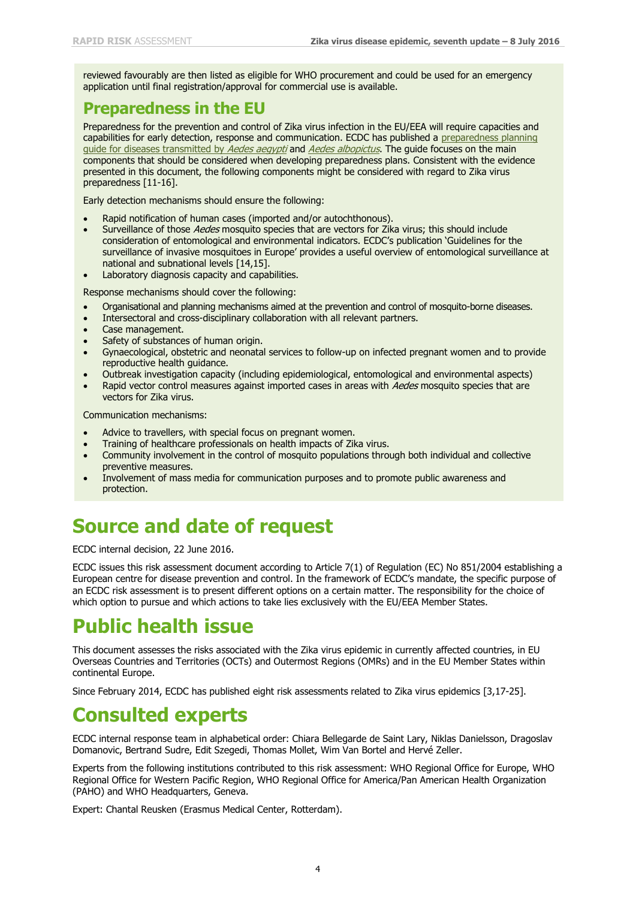reviewed favourably are then listed as eligible for WHO procurement and could be used for an emergency application until final registration/approval for commercial use is available.

## Preparedness in the EU

Preparedness for the prevention and control of Zika virus infection in the EU/EEA will require capacities and capabilities for early detection, response and communication. ECDC has published a preparedness planning guide for diseases transmitted by *Aedes aegypti* and *Aedes albopictus*. The guide focuses on the main components that should be considered when developing preparedness plans. Consistent with the evidence presented in this document, the following components might be considered with regard to Zika virus preparedness [11-16].

Early detection mechanisms should ensure the following:

- Rapid notification of human cases (imported and/or autochthonous).
- Surveillance of those *Aedes* mosquito species that are vectors for Zika virus; this should include consideration of entomological and environmental indicators. ECDC's publication 'Guidelines for the surveillance of invasive mosquitoes in Europe' provides a useful overview of entomological surveillance at national and subnational levels [14,15].
- Laboratory diagnosis capacity and capabilities.

Response mechanisms should cover the following:

- Organisational and planning mechanisms aimed at the prevention and control of mosquito-borne diseases.
- Intersectoral and cross-disciplinary collaboration with all relevant partners.
- Case management.
- Safety of substances of human origin.
- Gynaecological, obstetric and neonatal services to follow-up on infected pregnant women and to provide reproductive health guidance.
- Outbreak investigation capacity (including epidemiological, entomological and environmental aspects)
- Rapid vector control measures against imported cases in areas with *Aedes* mosquito species that are vectors for Zika virus.

Communication mechanisms:

- Advice to travellers, with special focus on pregnant women.
- Training of healthcare professionals on health impacts of Zika virus.
- Community involvement in the control of mosquito populations through both individual and collective preventive measures.
- Involvement of mass media for communication purposes and to promote public awareness and protection.

# Source and date of request

ECDC internal decision, 22 June 2016.

ECDC issues this risk assessment document according to Article 7(1) of Regulation (EC) No 851/2004 establishing a European centre for disease prevention and control. In the framework of ECDC's mandate, the specific purpose of an ECDC risk assessment is to present different options on a certain matter. The responsibility for the choice of which option to pursue and which actions to take lies exclusively with the EU/EEA Member States.

# Public health issue

This document assesses the risks associated with the Zika virus epidemic in currently affected countries, in EU Overseas Countries and Territories (OCTs) and Outermost Regions (OMRs) and in the EU Member States within continental Europe.

Since February 2014, ECDC has published eight risk assessments related to Zika virus epidemics [3,17-25].

# Consulted experts

ECDC internal response team in alphabetical order: Chiara Bellegarde de Saint Lary, Niklas Danielsson, Dragoslav Domanovic, Bertrand Sudre, Edit Szegedi, Thomas Mollet, Wim Van Bortel and Hervé Zeller.

Experts from the following institutions contributed to this risk assessment: WHO Regional Office for Europe, WHO Regional Office for Western Pacific Region, WHO Regional Office for America/Pan American Health Organization (PAHO) and WHO Headquarters, Geneva.

Expert: Chantal Reusken (Erasmus Medical Center, Rotterdam).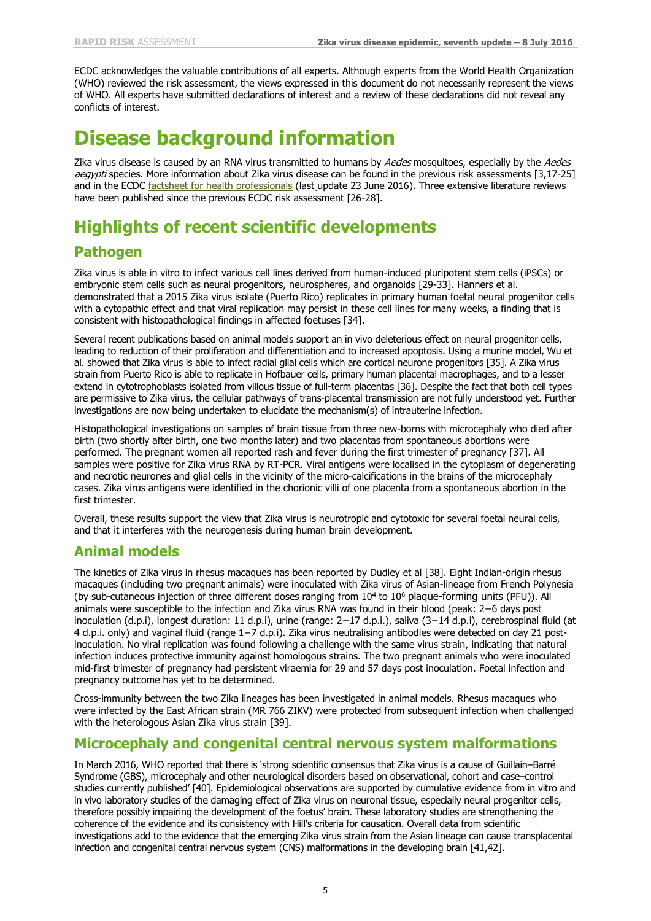ECDC acknowledges the valuable contributions of all experts. Although experts from the World Health Organization (WHO) reviewed the risk assessment, the views expressed in this document do not necessarily represent the views of WHO. All experts have submitted declarations of interest and a review of these declarations did not reveal any conflicts of interest.

# Disease background information

Zika virus disease is caused by an RNA virus transmitted to humans by *Aedes* mosquitoes, especially by the *Aedes aegypti* species. More information about Zika virus disease can be found in the previous risk assessments [3,17-25] and in the ECDC factsheet for health professionals (last update 23 June 2016). Three extensive literature reviews have been published since the previous ECDC risk assessment [26-28].

# Highlights of recent scientific developments

## Pathogen

Zika virus is able in vitro to infect various cell lines derived from human-induced pluripotent stem cells (iPSCs) or embryonic stem cells such as neural progenitors, neurospheres, and organoids [29-33]. Hanners et al. demonstrated that a 2015 Zika virus isolate (Puerto Rico) replicates in primary human foetal neural progenitor cells with a cytopathic effect and that viral replication may persist in these cell lines for many weeks, a finding that is consistent with histopathological findings in affected foetuses [34].

Several recent publications based on animal models support an in vivo deleterious effect on neural progenitor cells, leading to reduction of their proliferation and differentiation and to increased apoptosis. Using a murine model, Wu et al. showed that Zika virus is able to infect radial glial cells which are cortical neurone progenitors [35]. A Zika virus strain from Puerto Rico is able to replicate in Hofbauer cells, primary human placental macrophages, and to a lesser extend in cytotrophoblasts isolated from villous tissue of full-term placentas [36]. Despite the fact that both cell types are permissive to Zika virus, the cellular pathways of trans-placental transmission are not fully understood yet. Further investigations are now being undertaken to elucidate the mechanism(s) of intrauterine infection.

Histopathological investigations on samples of brain tissue from three new-borns with microcephaly who died after birth (two shortly after birth, one two months later) and two placentas from spontaneous abortions were performed. The pregnant women all reported rash and fever during the first trimester of pregnancy [37]. All samples were positive for Zika virus RNA by RT-PCR. Viral antigens were localised in the cytoplasm of degenerating and necrotic neurones and glial cells in the vicinity of the micro-calcifications in the brains of the microcephaly cases. Zika virus antigens were identified in the chorionic villi of one placenta from a spontaneous abortion in the first trimester.

Overall, these results support the view that Zika virus is neurotropic and cytotoxic for several foetal neural cells, and that it interferes with the neurogenesis during human brain development.

## Animal models

The kinetics of Zika virus in rhesus macaques has been reported by Dudley et al [38]. Eight Indian-origin rhesus macaques (including two pregnant animals) were inoculated with Zika virus of Asian-lineage from French Polynesia (by sub-cutaneous injection of three different doses ranging from $10^4$ to $10^6$ plaque-forming units (PFU)). All animals were susceptible to the infection and Zika virus RNA was found in their blood (peak: 2−6 days post inoculation (d.p.i), longest duration: 11 d.p.i), urine (range: 2−17 d.p.i.), saliva (3−14 d.p.i), cerebrospinal fluid (at 4 d.p.i. only) and vaginal fluid (range 1−7 d.p.i). Zika virus neutralising antibodies were detected on day 21 post-inoculation. No viral replication was found following a challenge with the same virus strain, indicating that natural infection induces protective immunity against homologous strains. The two pregnant animals who were inoculated mid-first trimester of pregnancy had persistent viraemia for 29 and 57 days post inoculation. Foetal infection and pregnancy outcome has yet to be determined.

Cross-immunity between the two Zika lineages has been investigated in animal models. Rhesus macaques who were infected by the East African strain (MR 766 ZIKV) were protected from subsequent infection when challenged with the heterologous Asian Zika virus strain [39].

## Microcephaly and congenital central nervous system malformations

In March 2016, WHO reported that there is 'strong scientific consensus that Zika virus is a cause of Guillain–Barré Syndrome (GBS), microcephaly and other neurological disorders based on observational, cohort and case–control studies currently published' [40]. Epidemiological observations are supported by cumulative evidence from in vitro and in vivo laboratory studies of the damaging effect of Zika virus on neuronal tissue, especially neural progenitor cells, therefore possibly impairing the development of the foetus' brain. These laboratory studies are strengthening the coherence of the evidence and its consistency with Hill's criteria for causation. Overall data from scientific investigations add to the evidence that the emerging Zika virus strain from the Asian lineage can cause transplacental infection and congenital central nervous system (CNS) malformations in the developing brain [41,42].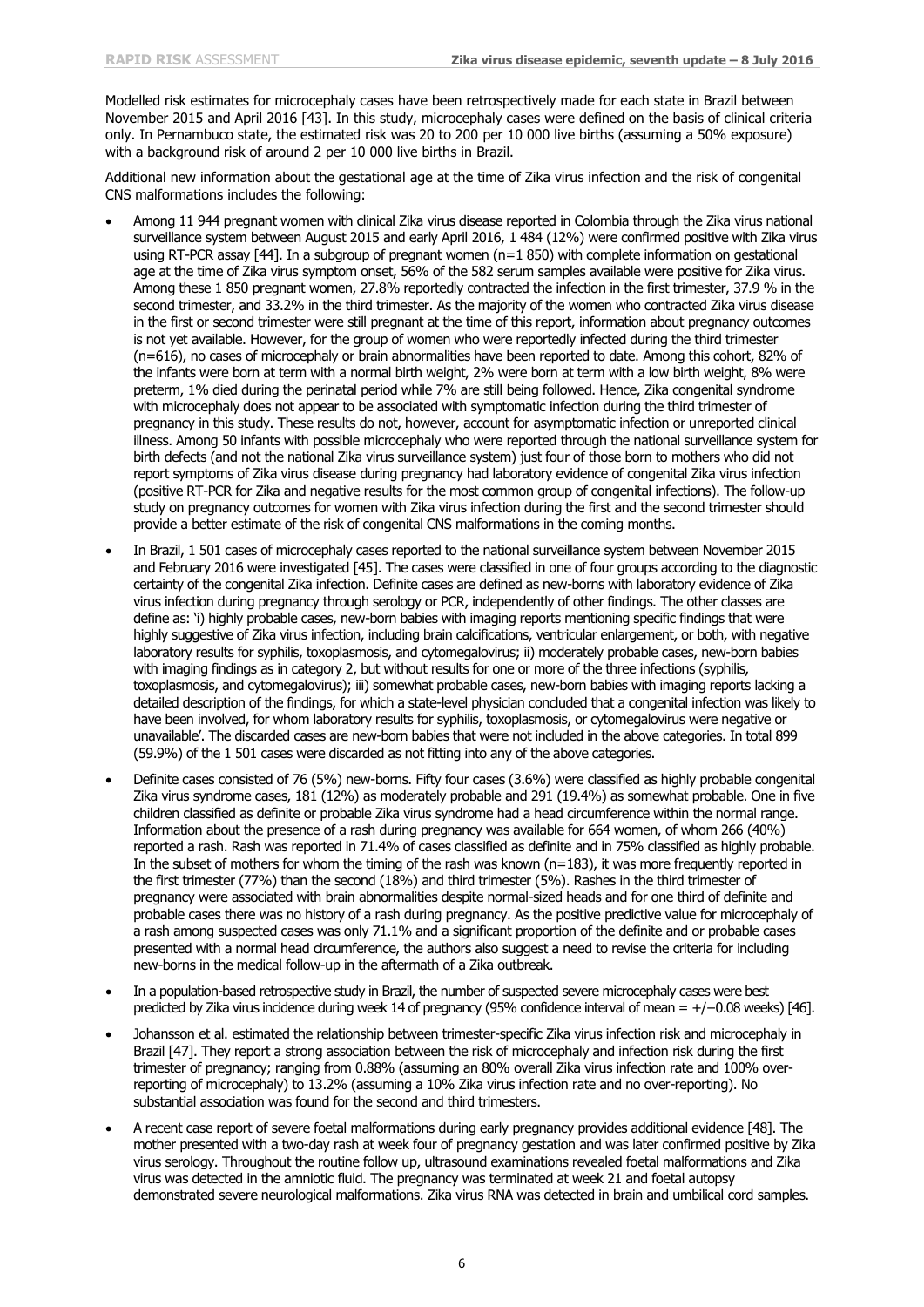Modelled risk estimates for microcephaly cases have been retrospectively made for each state in Brazil between November 2015 and April 2016 [43]. In this study, microcephaly cases were defined on the basis of clinical criteria only. In Pernambuco state, the estimated risk was 20 to 200 per 10 000 live births (assuming a 50% exposure) with a background risk of around 2 per 10 000 live births in Brazil.

Additional new information about the gestational age at the time of Zika virus infection and the risk of congenital CNS malformations includes the following:

- Among 11 944 pregnant women with clinical Zika virus disease reported in Colombia through the Zika virus national surveillance system between August 2015 and early April 2016, 1 484 (12%) were confirmed positive with Zika virus using RT-PCR assay [44]. In a subgroup of pregnant women (n=1 850) with complete information on gestational age at the time of Zika virus symptom onset, 56% of the 582 serum samples available were positive for Zika virus. Among these 1 850 pregnant women, 27.8% reportedly contracted the infection in the first trimester, 37.9 % in the second trimester, and 33.2% in the third trimester. As the majority of the women who contracted Zika virus disease in the first or second trimester were still pregnant at the time of this report, information about pregnancy outcomes is not yet available. However, for the group of women who were reportedly infected during the third trimester (n=616), no cases of microcephaly or brain abnormalities have been reported to date. Among this cohort, 82% of the infants were born at term with a normal birth weight, 2% were born at term with a low birth weight, 8% were preterm, 1% died during the perinatal period while 7% are still being followed. Hence, Zika congenital syndrome with microcephaly does not appear to be associated with symptomatic infection during the third trimester of pregnancy in this study. These results do not, however, account for asymptomatic infection or unreported clinical illness. Among 50 infants with possible microcephaly who were reported through the national surveillance system for birth defects (and not the national Zika virus surveillance system) just four of those born to mothers who did not report symptoms of Zika virus disease during pregnancy had laboratory evidence of congenital Zika virus infection (positive RT-PCR for Zika and negative results for the most common group of congenital infections). The follow-up study on pregnancy outcomes for women with Zika virus infection during the first and the second trimester should provide a better estimate of the risk of congenital CNS malformations in the coming months.
- In Brazil, 1 501 cases of microcephaly cases reported to the national surveillance system between November 2015 and February 2016 were investigated [45]. The cases were classified in one of four groups according to the diagnostic certainty of the congenital Zika infection. Definite cases are defined as new-borns with laboratory evidence of Zika virus infection during pregnancy through serology or PCR, independently of other findings. The other classes are define as: 'i) highly probable cases, new-born babies with imaging reports mentioning specific findings that were highly suggestive of Zika virus infection, including brain calcifications, ventricular enlargement, or both, with negative laboratory results for syphilis, toxoplasmosis, and cytomegalovirus; ii) moderately probable cases, new-born babies with imaging findings as in category 2, but without results for one or more of the three infections (syphilis, toxoplasmosis, and cytomegalovirus); iii) somewhat probable cases, new-born babies with imaging reports lacking a detailed description of the findings, for which a state-level physician concluded that a congenital infection was likely to have been involved, for whom laboratory results for syphilis, toxoplasmosis, or cytomegalovirus were negative or unavailable'. The discarded cases are new-born babies that were not included in the above categories. In total 899 (59.9%) of the 1 501 cases were discarded as not fitting into any of the above categories.
- Definite cases consisted of 76 (5%) new-borns. Fifty four cases (3.6%) were classified as highly probable congenital Zika virus syndrome cases, 181 (12%) as moderately probable and 291 (19.4%) as somewhat probable. One in five children classified as definite or probable Zika virus syndrome had a head circumference within the normal range. Information about the presence of a rash during pregnancy was available for 664 women, of whom 266 (40%) reported a rash. Rash was reported in 71.4% of cases classified as definite and in 75% classified as highly probable. In the subset of mothers for whom the timing of the rash was known (n=183), it was more frequently reported in the first trimester (77%) than the second (18%) and third trimester (5%). Rashes in the third trimester of pregnancy were associated with brain abnormalities despite normal-sized heads and for one third of definite and probable cases there was no history of a rash during pregnancy. As the positive predictive value for microcephaly of a rash among suspected cases was only 71.1% and a significant proportion of the definite and or probable cases presented with a normal head circumference, the authors also suggest a need to revise the criteria for including new-borns in the medical follow-up in the aftermath of a Zika outbreak.
- In a population-based retrospective study in Brazil, the number of suspected severe microcephaly cases were best predicted by Zika virus incidence during week 14 of pregnancy (95% confidence interval of mean = +/−0.08 weeks) [46].
- Johansson et al. estimated the relationship between trimester-specific Zika virus infection risk and microcephaly in Brazil [47]. They report a strong association between the risk of microcephaly and infection risk during the first trimester of pregnancy; ranging from 0.88% (assuming an 80% overall Zika virus infection rate and 100% over-reporting of microcephaly) to 13.2% (assuming a 10% Zika virus infection rate and no over-reporting). No substantial association was found for the second and third trimesters.
- A recent case report of severe foetal malformations during early pregnancy provides additional evidence [48]. The mother presented with a two-day rash at week four of pregnancy gestation and was later confirmed positive by Zika virus serology. Throughout the routine follow up, ultrasound examinations revealed foetal malformations and Zika virus was detected in the amniotic fluid. The pregnancy was terminated at week 21 and foetal autopsy demonstrated severe neurological malformations. Zika virus RNA was detected in brain and umbilical cord samples.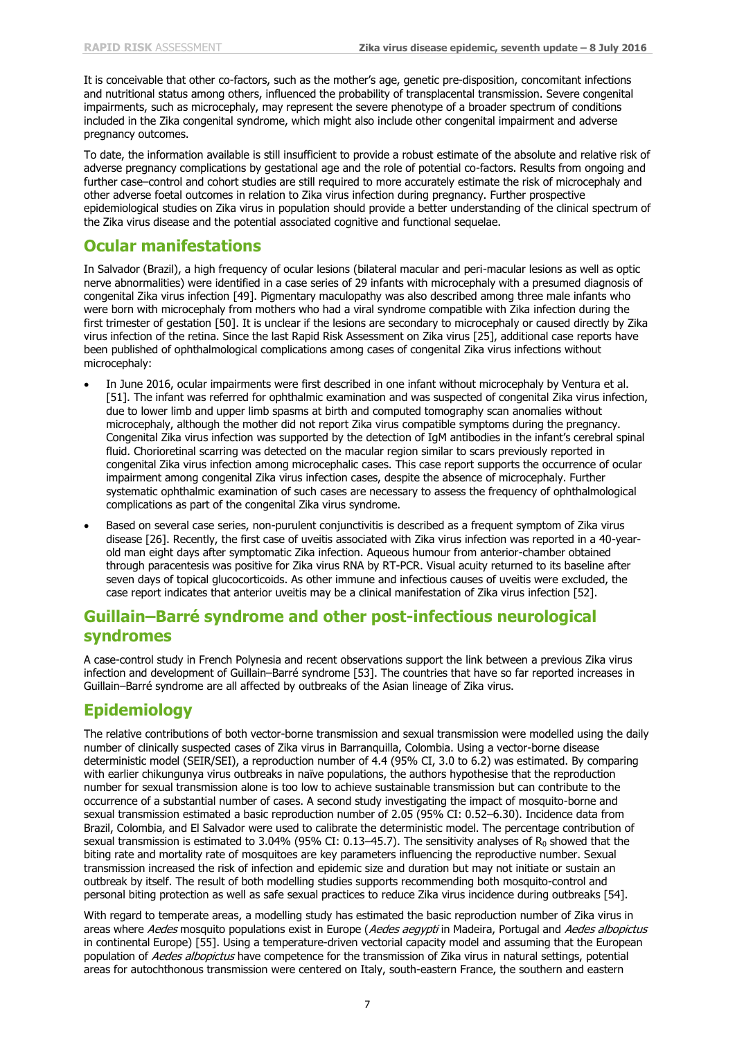It is conceivable that other co-factors, such as the mother's age, genetic pre-disposition, concomitant infections and nutritional status among others, influenced the probability of transplacental transmission. Severe congenital impairments, such as microcephaly, may represent the severe phenotype of a broader spectrum of conditions included in the Zika congenital syndrome, which might also include other congenital impairment and adverse pregnancy outcomes.

To date, the information available is still insufficient to provide a robust estimate of the absolute and relative risk of adverse pregnancy complications by gestational age and the role of potential co-factors. Results from ongoing and further case–control and cohort studies are still required to more accurately estimate the risk of microcephaly and other adverse foetal outcomes in relation to Zika virus infection during pregnancy. Further prospective epidemiological studies on Zika virus in population should provide a better understanding of the clinical spectrum of the Zika virus disease and the potential associated cognitive and functional sequelae.

## Ocular manifestations

In Salvador (Brazil), a high frequency of ocular lesions (bilateral macular and peri-macular lesions as well as optic nerve abnormalities) were identified in a case series of 29 infants with microcephaly with a presumed diagnosis of congenital Zika virus infection [49]. Pigmentary maculopathy was also described among three male infants who were born with microcephaly from mothers who had a viral syndrome compatible with Zika infection during the first trimester of gestation [50]. It is unclear if the lesions are secondary to microcephaly or caused directly by Zika virus infection of the retina. Since the last Rapid Risk Assessment on Zika virus [25], additional case reports have been published of ophthalmological complications among cases of congenital Zika virus infections without microcephaly:

- In June 2016, ocular impairments were first described in one infant without microcephaly by Ventura et al. [51]. The infant was referred for ophthalmic examination and was suspected of congenital Zika virus infection, due to lower limb and upper limb spasms at birth and computed tomography scan anomalies without microcephaly, although the mother did not report Zika virus compatible symptoms during the pregnancy. Congenital Zika virus infection was supported by the detection of IgM antibodies in the infant's cerebral spinal fluid. Chorioretinal scarring was detected on the macular region similar to scars previously reported in congenital Zika virus infection among microcephalic cases. This case report supports the occurrence of ocular impairment among congenital Zika virus infection cases, despite the absence of microcephaly. Further systematic ophthalmic examination of such cases are necessary to assess the frequency of ophthalmological complications as part of the congenital Zika virus syndrome.
- Based on several case series, non-purulent conjunctivitis is described as a frequent symptom of Zika virus disease [26]. Recently, the first case of uveitis associated with Zika virus infection was reported in a 40-year-old man eight days after symptomatic Zika infection. Aqueous humour from anterior-chamber obtained through paracentesis was positive for Zika virus RNA by RT-PCR. Visual acuity returned to its baseline after seven days of topical glucocorticoids. As other immune and infectious causes of uveitis were excluded, the case report indicates that anterior uveitis may be a clinical manifestation of Zika virus infection [52].

## Guillain–Barré syndrome and other post-infectious neurological syndromes

A case-control study in French Polynesia and recent observations support the link between a previous Zika virus infection and development of Guillain–Barré syndrome [53]. The countries that have so far reported increases in Guillain–Barré syndrome are all affected by outbreaks of the Asian lineage of Zika virus.

## Epidemiology

The relative contributions of both vector-borne transmission and sexual transmission were modelled using the daily number of clinically suspected cases of Zika virus in Barranquilla, Colombia. Using a vector-borne disease deterministic model (SEIR/SEI), a reproduction number of 4.4 (95% CI, 3.0 to 6.2) was estimated. By comparing with earlier chikungunya virus outbreaks in naïve populations, the authors hypothesise that the reproduction number for sexual transmission alone is too low to achieve sustainable transmission but can contribute to the occurrence of a substantial number of cases. A second study investigating the impact of mosquito-borne and sexual transmission estimated a basic reproduction number of 2.05 (95% CI: 0.52–6.30). Incidence data from Brazil, Colombia, and El Salvador were used to calibrate the deterministic model. The percentage contribution of sexual transmission is estimated to 3.04% (95% CI: 0.13–45.7). The sensitivity analyses of $R_0$ showed that the biting rate and mortality rate of mosquitoes are key parameters influencing the reproductive number. Sexual transmission increased the risk of infection and epidemic size and duration but may not initiate or sustain an outbreak by itself. The result of both modelling studies supports recommending both mosquito-control and personal biting protection as well as safe sexual practices to reduce Zika virus incidence during outbreaks [54].

With regard to temperate areas, a modelling study has estimated the basic reproduction number of Zika virus in areas where *Aedes* mosquito populations exist in Europe (*Aedes aegypti* in Madeira, Portugal and *Aedes albopictus* in continental Europe) [55]. Using a temperature-driven vectorial capacity model and assuming that the European population of *Aedes albopictus* have competence for the transmission of Zika virus in natural settings, potential areas for autochthonous transmission were centered on Italy, south-eastern France, the southern and eastern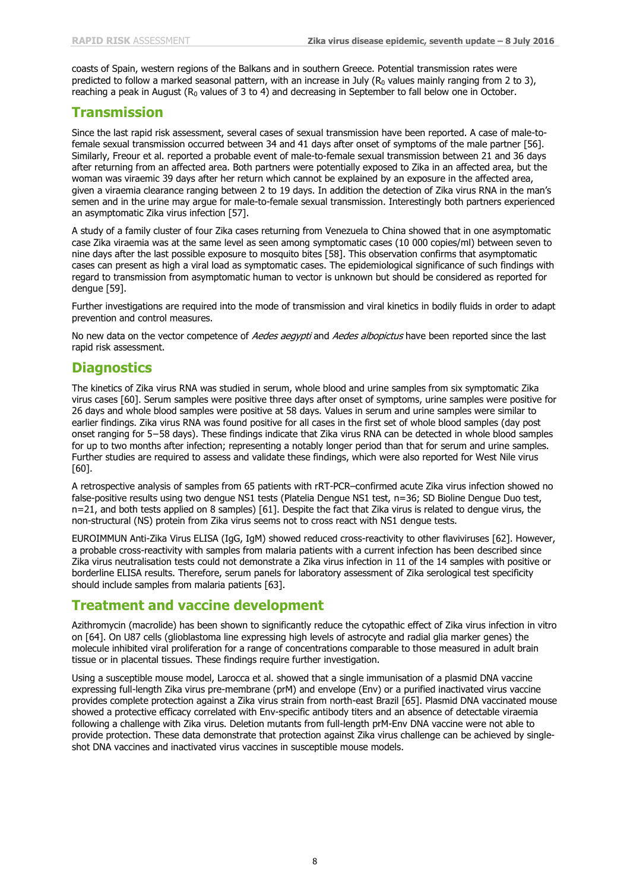coasts of Spain, western regions of the Balkans and in southern Greece. Potential transmission rates were predicted to follow a marked seasonal pattern, with an increase in July ($R_0$ values mainly ranging from 2 to 3), reaching a peak in August ($R_0$ values of 3 to 4) and decreasing in September to fall below one in October.

## Transmission

Since the last rapid risk assessment, several cases of sexual transmission have been reported. A case of male-to-female sexual transmission occurred between 34 and 41 days after onset of symptoms of the male partner [56]. Similarly, Freour et al. reported a probable event of male-to-female sexual transmission between 21 and 36 days after returning from an affected area. Both partners were potentially exposed to Zika in an affected area, but the woman was viraemic 39 days after her return which cannot be explained by an exposure in the affected area, given a viraemia clearance ranging between 2 to 19 days. In addition the detection of Zika virus RNA in the man's semen and in the urine may argue for male-to-female sexual transmission. Interestingly both partners experienced an asymptomatic Zika virus infection [57].

A study of a family cluster of four Zika cases returning from Venezuela to China showed that in one asymptomatic case Zika viraemia was at the same level as seen among symptomatic cases (10 000 copies/ml) between seven to nine days after the last possible exposure to mosquito bites [58]. This observation confirms that asymptomatic cases can present as high a viral load as symptomatic cases. The epidemiological significance of such findings with regard to transmission from asymptomatic human to vector is unknown but should be considered as reported for dengue [59].

Further investigations are required into the mode of transmission and viral kinetics in bodily fluids in order to adapt prevention and control measures.

No new data on the vector competence of *Aedes aegypti* and *Aedes albopictus* have been reported since the last rapid risk assessment.

## Diagnostics

The kinetics of Zika virus RNA was studied in serum, whole blood and urine samples from six symptomatic Zika virus cases [60]. Serum samples were positive three days after onset of symptoms, urine samples were positive for 26 days and whole blood samples were positive at 58 days. Values in serum and urine samples were similar to earlier findings. Zika virus RNA was found positive for all cases in the first set of whole blood samples (day post onset ranging for 5–58 days). These findings indicate that Zika virus RNA can be detected in whole blood samples for up to two months after infection; representing a notably longer period than that for serum and urine samples. Further studies are required to assess and validate these findings, which were also reported for West Nile virus [60].

A retrospective analysis of samples from 65 patients with rRT-PCR–confirmed acute Zika virus infection showed no false-positive results using two dengue NS1 tests (Platelia Dengue NS1 test, n=36; SD Bioline Dengue Duo test, n=21, and both tests applied on 8 samples) [61]. Despite the fact that Zika virus is related to dengue virus, the non-structural (NS) protein from Zika virus seems not to cross react with NS1 dengue tests.

EUROIMMUN Anti-Zika Virus ELISA (IgG, IgM) showed reduced cross-reactivity to other flaviviruses [62]. However, a probable cross-reactivity with samples from malaria patients with a current infection has been described since Zika virus neutralisation tests could not demonstrate a Zika virus infection in 11 of the 14 samples with positive or borderline ELISA results. Therefore, serum panels for laboratory assessment of Zika serological test specificity should include samples from malaria patients [63].

## Treatment and vaccine development

Azithromycin (macrolide) has been shown to significantly reduce the cytopathic effect of Zika virus infection in vitro on [64]. On U87 cells (glioblastoma line expressing high levels of astrocyte and radial glia marker genes) the molecule inhibited viral proliferation for a range of concentrations comparable to those measured in adult brain tissue or in placental tissues. These findings require further investigation.

Using a susceptible mouse model, Larocca et al. showed that a single immunisation of a plasmid DNA vaccine expressing full-length Zika virus pre-membrane (prM) and envelope (Env) or a purified inactivated virus vaccine provides complete protection against a Zika virus strain from north-east Brazil [65]. Plasmid DNA vaccinated mouse showed a protective efficacy correlated with Env-specific antibody titers and an absence of detectable viraemia following a challenge with Zika virus. Deletion mutants from full-length prM-Env DNA vaccine were not able to provide protection. These data demonstrate that protection against Zika virus challenge can be achieved by single-shot DNA vaccines and inactivated virus vaccines in susceptible mouse models.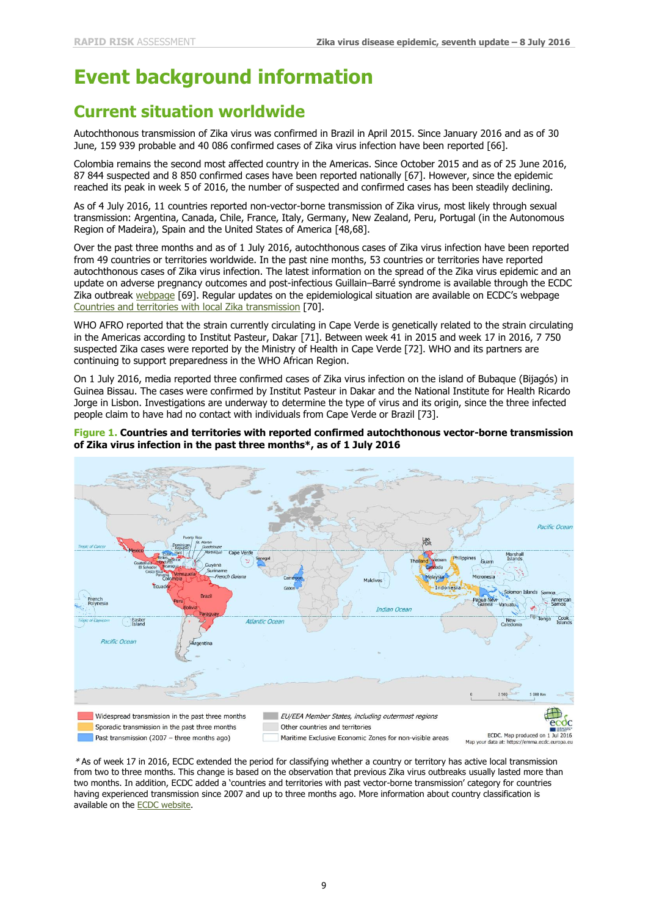# Event background information

## Current situation worldwide

Autochthonous transmission of Zika virus was confirmed in Brazil in April 2015. Since January 2016 and as of 30 June, 159 939 probable and 40 086 confirmed cases of Zika virus infection have been reported [66].

Colombia remains the second most affected country in the Americas. Since October 2015 and as of 25 June 2016, 87 844 suspected and 8 850 confirmed cases have been reported nationally [67]. However, since the epidemic reached its peak in week 5 of 2016, the number of suspected and confirmed cases has been steadily declining.

As of 4 July 2016, 11 countries reported non-vector-borne transmission of Zika virus, most likely through sexual transmission: Argentina, Canada, Chile, France, Italy, Germany, New Zealand, Peru, Portugal (in the Autonomous Region of Madeira), Spain and the United States of America [48,68].

Over the past three months and as of 1 July 2016, autochthonous cases of Zika virus infection have been reported from 49 countries or territories worldwide. In the past nine months, 53 countries or territories have reported autochthonous cases of Zika virus infection. The latest information on the spread of the Zika virus epidemic and an update on adverse pregnancy outcomes and post-infectious Guillain–Barré syndrome is available through the ECDC Zika outbreak webpage [69]. Regular updates on the epidemiological situation are available on ECDC's webpage Countries and territories with local Zika transmission [70].

WHO AFRO reported that the strain currently circulating in Cape Verde is genetically related to the strain circulating in the Americas according to Institut Pasteur, Dakar [71]. Between week 41 in 2015 and week 17 in 2016, 7 750 suspected Zika cases were reported by the Ministry of Health in Cape Verde [72]. WHO and its partners are continuing to support preparedness in the WHO African Region.

On 1 July 2016, media reported three confirmed cases of Zika virus infection on the island of Bubaque (Bijagós) in Guinea Bissau. The cases were confirmed by Institut Pasteur in Dakar and the National Institute for Health Ricardo Jorge in Lisbon. Investigations are underway to determine the type of virus and its origin, since the three infected people claim to have had no contact with individuals from Cape Verde or Brazil [73].

**Figure 1. Countries and territories with reported confirmed autochthonous vector-borne transmission of Zika virus infection in the past three months*, as of 1 July 2016**

* As of week 17 in 2016, ECDC extended the period for classifying whether a country or territory has active local transmission from two to three months. This change is based on the observation that previous Zika virus outbreaks usually lasted more than two months. In addition, ECDC added a 'countries and territories with past vector-borne transmission' category for countries having experienced transmission since 2007 and up to three months ago. More information about country classification is available on the ECDC website.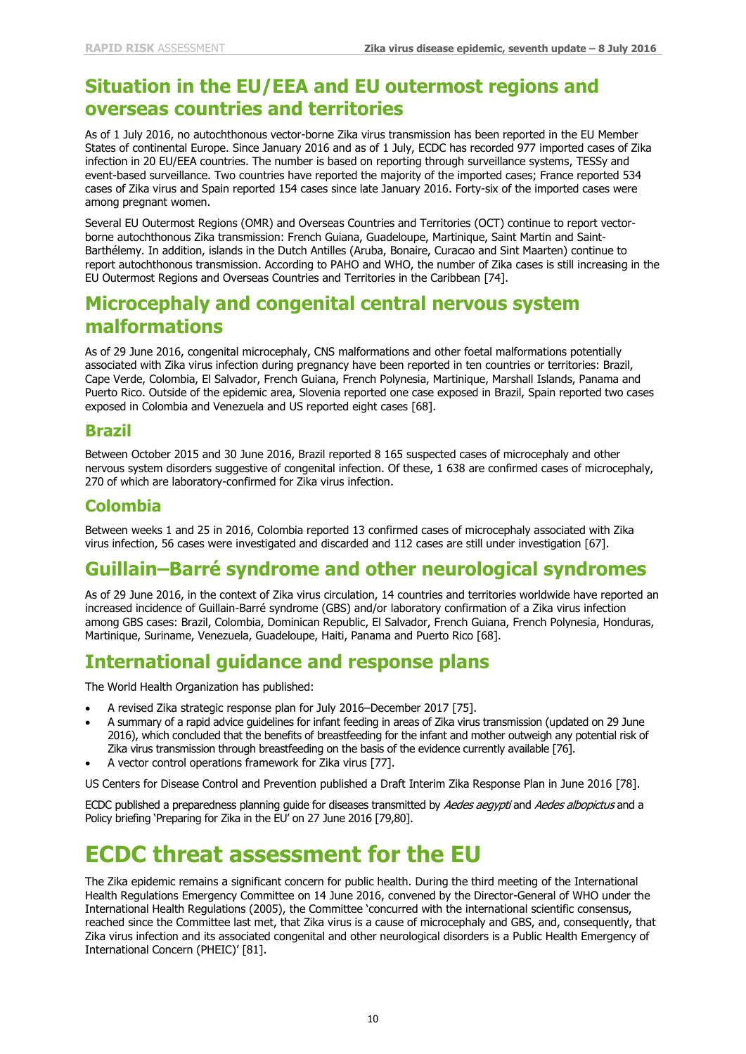## Situation in the EU/EEA and EU outermost regions and overseas countries and territories

As of 1 July 2016, no autochthonous vector-borne Zika virus transmission has been reported in the EU Member States of continental Europe. Since January 2016 and as of 1 July, ECDC has recorded 977 imported cases of Zika infection in 20 EU/EEA countries. The number is based on reporting through surveillance systems, TESSy and event-based surveillance. Two countries have reported the majority of the imported cases; France reported 534 cases of Zika virus and Spain reported 154 cases since late January 2016. Forty-six of the imported cases were among pregnant women.

Several EU Outermost Regions (OMR) and Overseas Countries and Territories (OCT) continue to report vector-borne autochthonous Zika transmission: French Guiana, Guadeloupe, Martinique, Saint Martin and Saint-Barthélemy. In addition, islands in the Dutch Antilles (Aruba, Bonaire, Curacao and Sint Maarten) continue to report autochthonous transmission. According to PAHO and WHO, the number of Zika cases is still increasing in the EU Outermost Regions and Overseas Countries and Territories in the Caribbean [74].

## Microcephaly and congenital central nervous system malformations

As of 29 June 2016, congenital microcephaly, CNS malformations and other foetal malformations potentially associated with Zika virus infection during pregnancy have been reported in ten countries or territories: Brazil, Cape Verde, Colombia, El Salvador, French Guiana, French Polynesia, Martinique, Marshall Islands, Panama and Puerto Rico. Outside of the epidemic area, Slovenia reported one case exposed in Brazil, Spain reported two cases exposed in Colombia and Venezuela and US reported eight cases [68].

### Brazil

Between October 2015 and 30 June 2016, Brazil reported 8 165 suspected cases of microcephaly and other nervous system disorders suggestive of congenital infection. Of these, 1 638 are confirmed cases of microcephaly, 270 of which are laboratory-confirmed for Zika virus infection.

### Colombia

Between weeks 1 and 25 in 2016, Colombia reported 13 confirmed cases of microcephaly associated with Zika virus infection, 56 cases were investigated and discarded and 112 cases are still under investigation [67].

## Guillain–Barré syndrome and other neurological syndromes

As of 29 June 2016, in the context of Zika virus circulation, 14 countries and territories worldwide have reported an increased incidence of Guillain-Barré syndrome (GBS) and/or laboratory confirmation of a Zika virus infection among GBS cases: Brazil, Colombia, Dominican Republic, El Salvador, French Guiana, French Polynesia, Honduras, Martinique, Suriname, Venezuela, Guadeloupe, Haiti, Panama and Puerto Rico [68].

## International guidance and response plans

The World Health Organization has published:

- A revised Zika strategic response plan for July 2016–December 2017 [75].
- A summary of a rapid advice guidelines for infant feeding in areas of Zika virus transmission (updated on 29 June 2016), which concluded that the benefits of breastfeeding for the infant and mother outweigh any potential risk of Zika virus transmission through breastfeeding on the basis of the evidence currently available [76].
- A vector control operations framework for Zika virus [77].

US Centers for Disease Control and Prevention published a Draft Interim Zika Response Plan in June 2016 [78].

ECDC published a preparedness planning guide for diseases transmitted by *Aedes aegypti* and *Aedes albopictus* and a Policy briefing 'Preparing for Zika in the EU' on 27 June 2016 [79,80].

# ECDC threat assessment for the EU

The Zika epidemic remains a significant concern for public health. During the third meeting of the International Health Regulations Emergency Committee on 14 June 2016, convened by the Director-General of WHO under the International Health Regulations (2005), the Committee 'concurred with the international scientific consensus, reached since the Committee last met, that Zika virus is a cause of microcephaly and GBS, and, consequently, that Zika virus infection and its associated congenital and other neurological disorders is a Public Health Emergency of International Concern (PHEIC)' [81].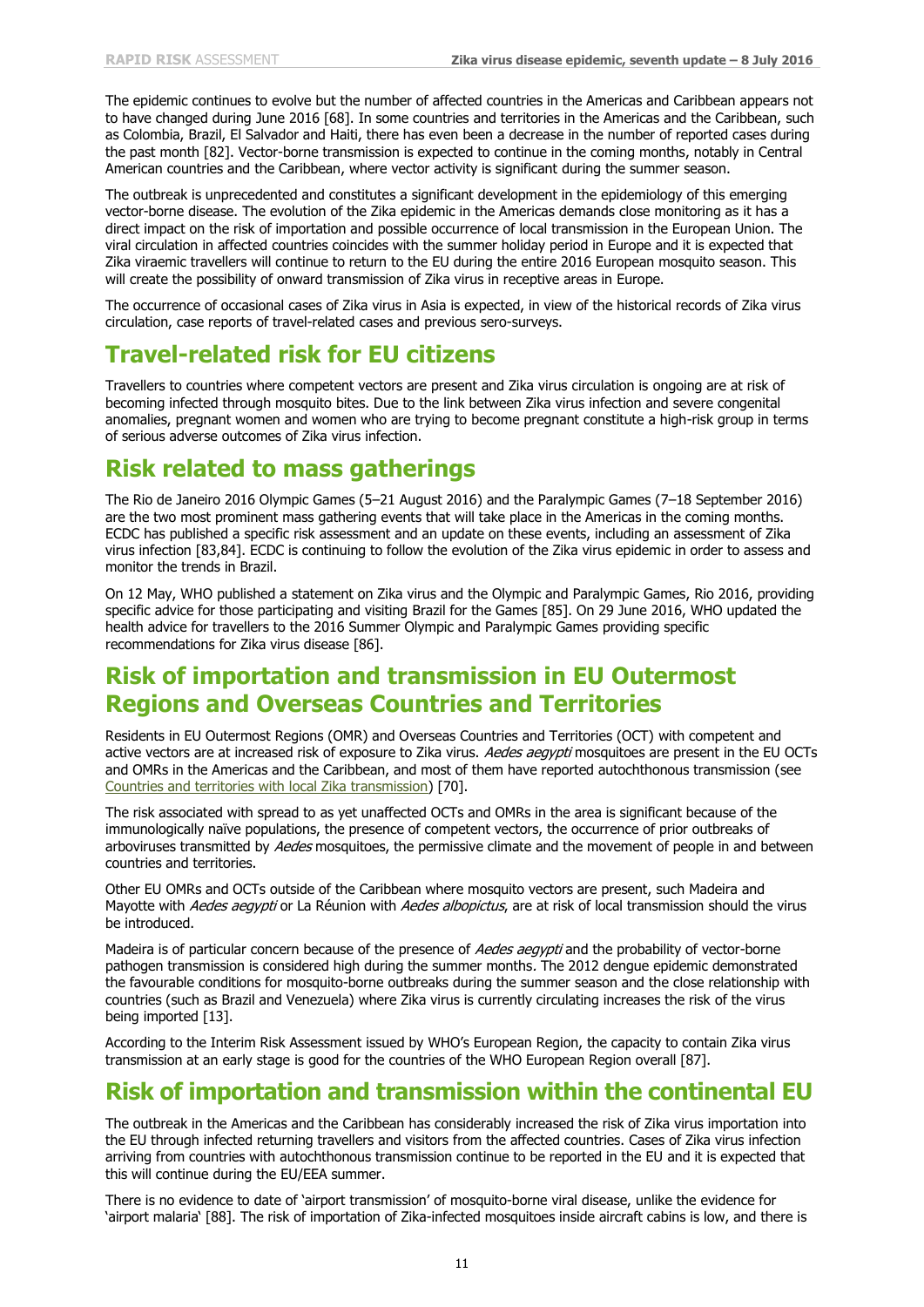The epidemic continues to evolve but the number of affected countries in the Americas and Caribbean appears not to have changed during June 2016 [68]. In some countries and territories in the Americas and the Caribbean, such as Colombia, Brazil, El Salvador and Haiti, there has even been a decrease in the number of reported cases during the past month [82]. Vector-borne transmission is expected to continue in the coming months, notably in Central American countries and the Caribbean, where vector activity is significant during the summer season.

The outbreak is unprecedented and constitutes a significant development in the epidemiology of this emerging vector-borne disease. The evolution of the Zika epidemic in the Americas demands close monitoring as it has a direct impact on the risk of importation and possible occurrence of local transmission in the European Union. The viral circulation in affected countries coincides with the summer holiday period in Europe and it is expected that Zika viraemic travellers will continue to return to the EU during the entire 2016 European mosquito season. This will create the possibility of onward transmission of Zika virus in receptive areas in Europe.

The occurrence of occasional cases of Zika virus in Asia is expected, in view of the historical records of Zika virus circulation, case reports of travel-related cases and previous sero-surveys.

## Travel-related risk for EU citizens

Travellers to countries where competent vectors are present and Zika virus circulation is ongoing are at risk of becoming infected through mosquito bites. Due to the link between Zika virus infection and severe congenital anomalies, pregnant women and women who are trying to become pregnant constitute a high-risk group in terms of serious adverse outcomes of Zika virus infection.

## Risk related to mass gatherings

The Rio de Janeiro 2016 Olympic Games (5–21 August 2016) and the Paralympic Games (7–18 September 2016) are the two most prominent mass gathering events that will take place in the Americas in the coming months. ECDC has published a specific risk assessment and an update on these events, including an assessment of Zika virus infection [83,84]. ECDC is continuing to follow the evolution of the Zika virus epidemic in order to assess and monitor the trends in Brazil.

On 12 May, WHO published a statement on Zika virus and the Olympic and Paralympic Games, Rio 2016, providing specific advice for those participating and visiting Brazil for the Games [85]. On 29 June 2016, WHO updated the health advice for travellers to the 2016 Summer Olympic and Paralympic Games providing specific recommendations for Zika virus disease [86].

## Risk of importation and transmission in EU Outermost Regions and Overseas Countries and Territories

Residents in EU Outermost Regions (OMR) and Overseas Countries and Territories (OCT) with competent and active vectors are at increased risk of exposure to Zika virus. *Aedes aegypti* mosquitoes are present in the EU OCTs and OMRs in the Americas and the Caribbean, and most of them have reported autochthonous transmission (see Countries and territories with local Zika transmission) [70].

The risk associated with spread to as yet unaffected OCTs and OMRs in the area is significant because of the immunologically naïve populations, the presence of competent vectors, the occurrence of prior outbreaks of arboviruses transmitted by *Aedes* mosquitoes, the permissive climate and the movement of people in and between countries and territories.

Other EU OMRs and OCTs outside of the Caribbean where mosquito vectors are present, such Madeira and Mayotte with *Aedes aegypti* or La Réunion with *Aedes albopictus*, are at risk of local transmission should the virus be introduced.

Madeira is of particular concern because of the presence of *Aedes aegypti* and the probability of vector-borne pathogen transmission is considered high during the summer months. The 2012 dengue epidemic demonstrated the favourable conditions for mosquito-borne outbreaks during the summer season and the close relationship with countries (such as Brazil and Venezuela) where Zika virus is currently circulating increases the risk of the virus being imported [13].

According to the Interim Risk Assessment issued by WHO's European Region, the capacity to contain Zika virus transmission at an early stage is good for the countries of the WHO European Region overall [87].

## Risk of importation and transmission within the continental EU

The outbreak in the Americas and the Caribbean has considerably increased the risk of Zika virus importation into the EU through infected returning travellers and visitors from the affected countries. Cases of Zika virus infection arriving from countries with autochthonous transmission continue to be reported in the EU and it is expected that this will continue during the EU/EEA summer.

There is no evidence to date of 'airport transmission' of mosquito-borne viral disease, unlike the evidence for 'airport malaria' [88]. The risk of importation of Zika-infected mosquitoes inside aircraft cabins is low, and there is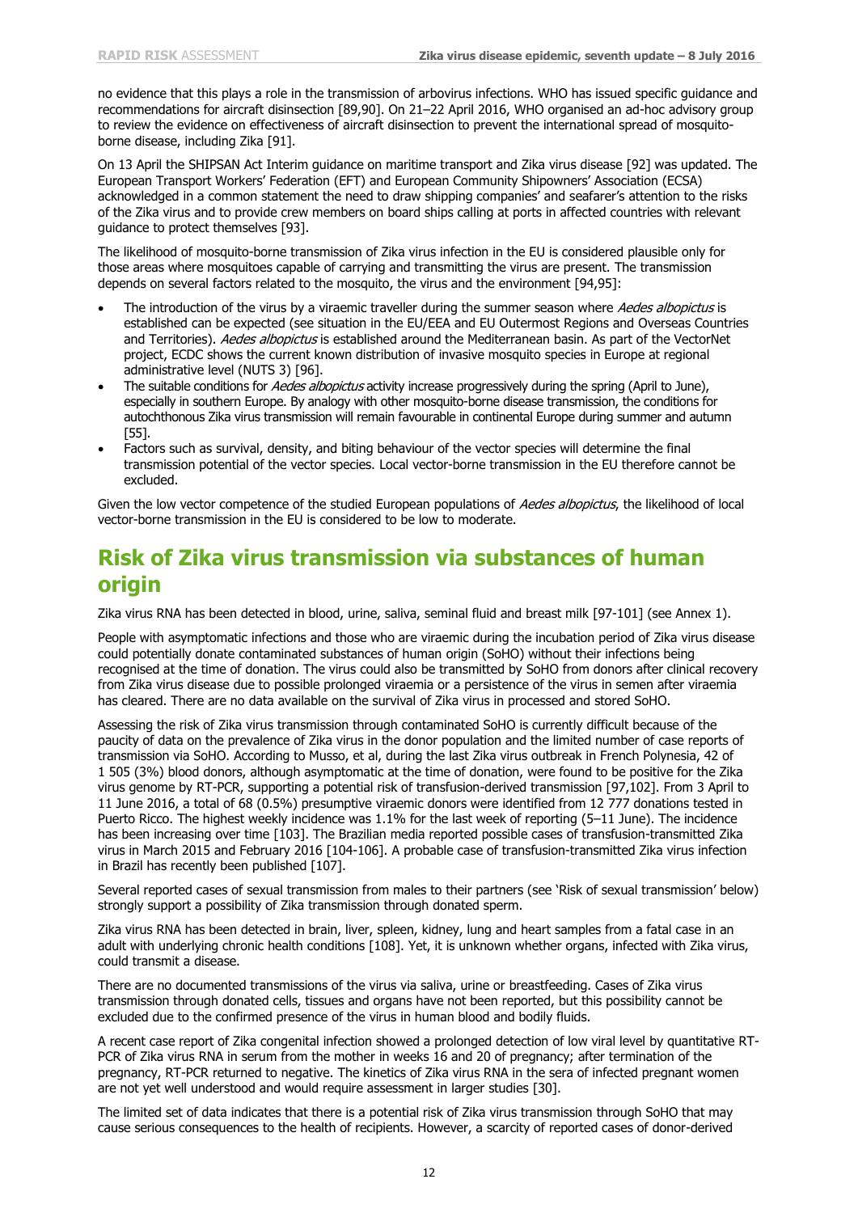no evidence that this plays a role in the transmission of arbovirus infections. WHO has issued specific guidance and recommendations for aircraft disinsection [89,90]. On 21–22 April 2016, WHO organised an ad-hoc advisory group to review the evidence on effectiveness of aircraft disinsection to prevent the international spread of mosquito-borne disease, including Zika [91].

On 13 April the SHIPSAN Act Interim guidance on maritime transport and Zika virus disease [92] was updated. The European Transport Workers' Federation (EFT) and European Community Shipowners' Association (ECSA) acknowledged in a common statement the need to draw shipping companies' and seafarer's attention to the risks of the Zika virus and to provide crew members on board ships calling at ports in affected countries with relevant guidance to protect themselves [93].

The likelihood of mosquito-borne transmission of Zika virus infection in the EU is considered plausible only for those areas where mosquitoes capable of carrying and transmitting the virus are present. The transmission depends on several factors related to the mosquito, the virus and the environment [94,95]:

- The introduction of the virus by a viraemic traveller during the summer season where *Aedes albopictus* is established can be expected (see situation in the EU/EEA and EU Outermost Regions and Overseas Countries and Territories). *Aedes albopictus* is established around the Mediterranean basin. As part of the VectorNet project, ECDC shows the current known distribution of invasive mosquito species in Europe at regional administrative level (NUTS 3) [96].
- The suitable conditions for *Aedes albopictus* activity increase progressively during the spring (April to June), especially in southern Europe. By analogy with other mosquito-borne disease transmission, the conditions for autochthonous Zika virus transmission will remain favourable in continental Europe during summer and autumn [55].
- Factors such as survival, density, and biting behaviour of the vector species will determine the final transmission potential of the vector species. Local vector-borne transmission in the EU therefore cannot be excluded.

Given the low vector competence of the studied European populations of *Aedes albopictus*, the likelihood of local vector-borne transmission in the EU is considered to be low to moderate.

# Risk of Zika virus transmission via substances of human origin

Zika virus RNA has been detected in blood, urine, saliva, seminal fluid and breast milk [97-101] (see Annex 1).

People with asymptomatic infections and those who are viraemic during the incubation period of Zika virus disease could potentially donate contaminated substances of human origin (SoHO) without their infections being recognised at the time of donation. The virus could also be transmitted by SoHO from donors after clinical recovery from Zika virus disease due to possible prolonged viraemia or a persistence of the virus in semen after viraemia has cleared. There are no data available on the survival of Zika virus in processed and stored SoHO.

Assessing the risk of Zika virus transmission through contaminated SoHO is currently difficult because of the paucity of data on the prevalence of Zika virus in the donor population and the limited number of case reports of transmission via SoHO. According to Musso, et al, during the last Zika virus outbreak in French Polynesia, 42 of 1 505 (3%) blood donors, although asymptomatic at the time of donation, were found to be positive for the Zika virus genome by RT-PCR, supporting a potential risk of transfusion-derived transmission [97,102]. From 3 April to 11 June 2016, a total of 68 (0.5%) presumptive viraemic donors were identified from 12 777 donations tested in Puerto Ricco. The highest weekly incidence was 1.1% for the last week of reporting (5–11 June). The incidence has been increasing over time [103]. The Brazilian media reported possible cases of transfusion-transmitted Zika virus in March 2015 and February 2016 [104-106]. A probable case of transfusion-transmitted Zika virus infection in Brazil has recently been published [107].

Several reported cases of sexual transmission from males to their partners (see 'Risk of sexual transmission' below) strongly support a possibility of Zika transmission through donated sperm.

Zika virus RNA has been detected in brain, liver, spleen, kidney, lung and heart samples from a fatal case in an adult with underlying chronic health conditions [108]. Yet, it is unknown whether organs, infected with Zika virus, could transmit a disease.

There are no documented transmissions of the virus via saliva, urine or breastfeeding. Cases of Zika virus transmission through donated cells, tissues and organs have not been reported, but this possibility cannot be excluded due to the confirmed presence of the virus in human blood and bodily fluids.

A recent case report of Zika congenital infection showed a prolonged detection of low viral level by quantitative RT-PCR of Zika virus RNA in serum from the mother in weeks 16 and 20 of pregnancy; after termination of the pregnancy, RT-PCR returned to negative. The kinetics of Zika virus RNA in the sera of infected pregnant women are not yet well understood and would require assessment in larger studies [30].

The limited set of data indicates that there is a potential risk of Zika virus transmission through SoHO that may cause serious consequences to the health of recipients. However, a scarcity of reported cases of donor-derived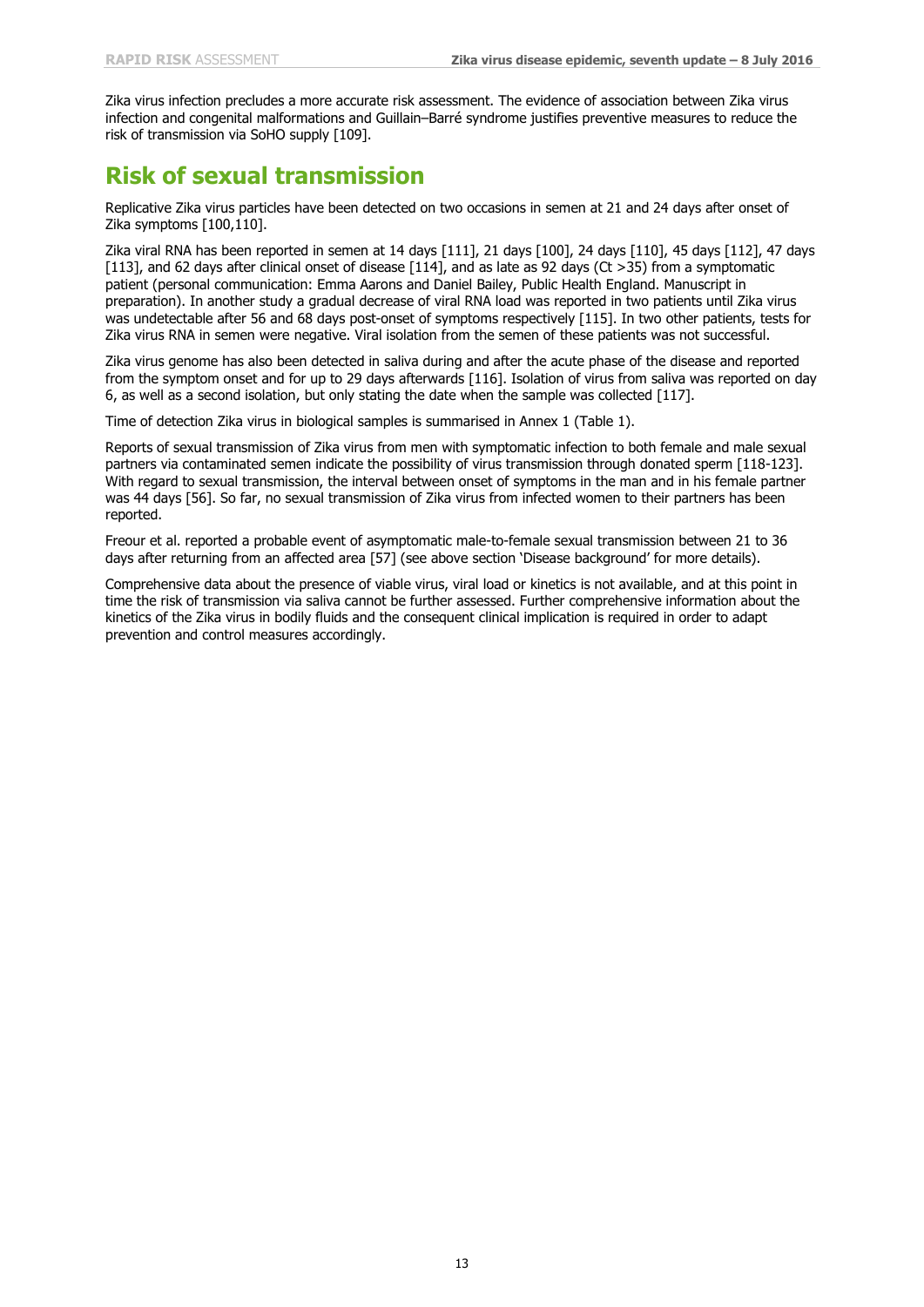Zika virus infection precludes a more accurate risk assessment. The evidence of association between Zika virus infection and congenital malformations and Guillain–Barré syndrome justifies preventive measures to reduce the risk of transmission via SoHO supply [109].

## Risk of sexual transmission

Replicative Zika virus particles have been detected on two occasions in semen at 21 and 24 days after onset of Zika symptoms [100,110].

Zika viral RNA has been reported in semen at 14 days [111], 21 days [100], 24 days [110], 45 days [112], 47 days [113], and 62 days after clinical onset of disease [114], and as late as 92 days (Ct >35) from a symptomatic patient (personal communication: Emma Aarons and Daniel Bailey, Public Health England. Manuscript in preparation). In another study a gradual decrease of viral RNA load was reported in two patients until Zika virus was undetectable after 56 and 68 days post-onset of symptoms respectively [115]. In two other patients, tests for Zika virus RNA in semen were negative. Viral isolation from the semen of these patients was not successful.

Zika virus genome has also been detected in saliva during and after the acute phase of the disease and reported from the symptom onset and for up to 29 days afterwards [116]. Isolation of virus from saliva was reported on day 6, as well as a second isolation, but only stating the date when the sample was collected [117].

Time of detection Zika virus in biological samples is summarised in Annex 1 (Table 1).

Reports of sexual transmission of Zika virus from men with symptomatic infection to both female and male sexual partners via contaminated semen indicate the possibility of virus transmission through donated sperm [118-123]. With regard to sexual transmission, the interval between onset of symptoms in the man and in his female partner was 44 days [56]. So far, no sexual transmission of Zika virus from infected women to their partners has been reported.

Freour et al. reported a probable event of asymptomatic male-to-female sexual transmission between 21 to 36 days after returning from an affected area [57] (see above section 'Disease background' for more details).

Comprehensive data about the presence of viable virus, viral load or kinetics is not available, and at this point in time the risk of transmission via saliva cannot be further assessed. Further comprehensive information about the kinetics of the Zika virus in bodily fluids and the consequent clinical implication is required in order to adapt prevention and control measures accordingly.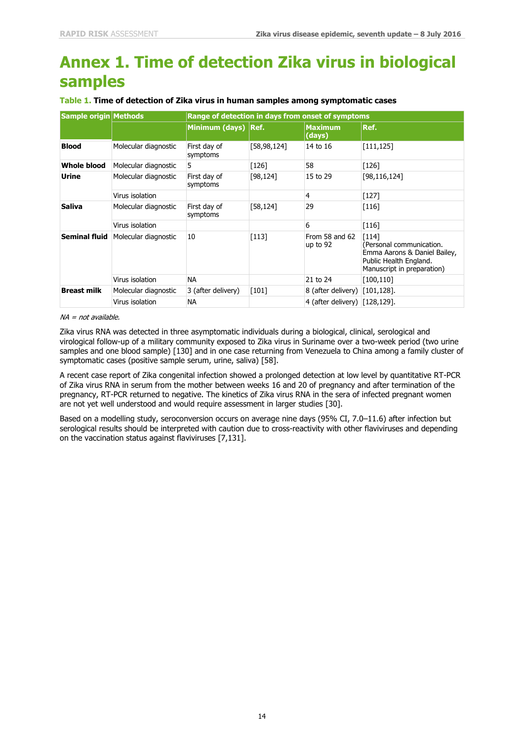# Annex 1. Time of detection Zika virus in biological samples

**Table 1. Time of detection of Zika virus in human samples among symptomatic cases**

| Sample origin | Methods | Range of detection in days from onset of symptoms | | | |
|---|---|---|---|---|---|
| | | Minimum (days) | Ref. | Maximum (days) | Ref. |
| **Blood** | Molecular diagnostic | First day of symptoms | [58,98,124] | 14 to 16 | [111,125] |
| **Whole blood** | Molecular diagnostic | 5 | [126] | 58 | [126] |
| **Urine** | Molecular diagnostic | First day of symptoms | [98,124] | 15 to 29 | [98,116,124] |
| | Virus isolation | | | 4 | [127] |
| **Saliva** | Molecular diagnostic | First day of symptoms | [58,124] | 29 | [116] |
| | Virus isolation | | | 6 | [116] |
| **Seminal fluid** | Molecular diagnostic | 10 | [113] | From 58 and 62 up to 92 | [114] (Personal communication. Emma Aarons & Daniel Bailey, Public Health England. Manuscript in preparation) |
| | Virus isolation | NA | | 21 to 24 | [100,110] |
| **Breast milk** | Molecular diagnostic | 3 (after delivery) | [101] | 8 (after delivery) | [101,128]. |
| | Virus isolation | NA | | 4 (after delivery) | [128,129]. |

*NA = not available.*

Zika virus RNA was detected in three asymptomatic individuals during a biological, clinical, serological and virological follow-up of a military community exposed to Zika virus in Suriname over a two-week period (two urine samples and one blood sample) [130] and in one case returning from Venezuela to China among a family cluster of symptomatic cases (positive sample serum, urine, saliva) [58].

A recent case report of Zika congenital infection showed a prolonged detection at low level by quantitative RT-PCR of Zika virus RNA in serum from the mother between weeks 16 and 20 of pregnancy and after termination of the pregnancy, RT-PCR returned to negative. The kinetics of Zika virus RNA in the sera of infected pregnant women are not yet well understood and would require assessment in larger studies [30].

Based on a modelling study, seroconversion occurs on average nine days (95% CI, 7.0–11.6) after infection but serological results should be interpreted with caution due to cross-reactivity with other flaviviruses and depending on the vaccination status against flaviviruses [7,131].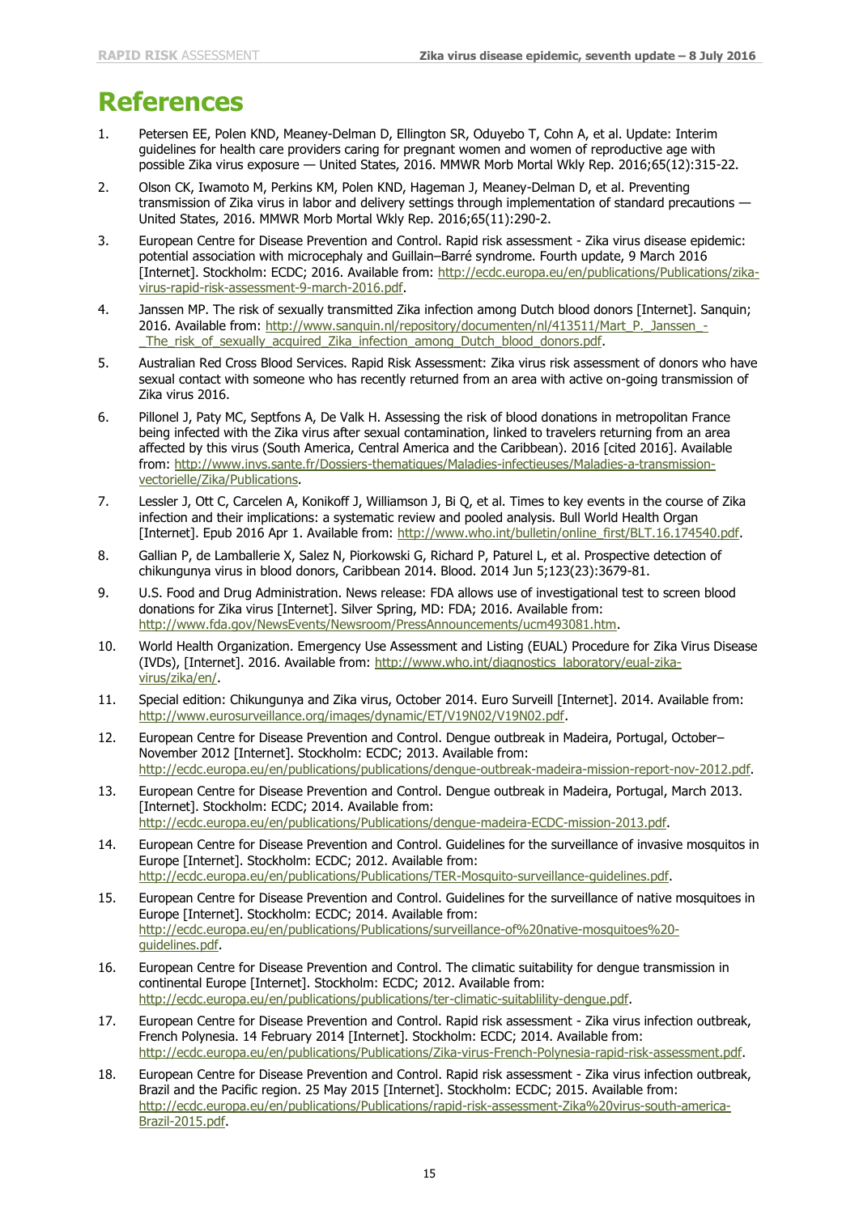# References

1. Petersen EE, Polen KND, Meaney-Delman D, Ellington SR, Oduyebo T, Cohn A, et al. Update: Interim guidelines for health care providers caring for pregnant women and women of reproductive age with possible Zika virus exposure — United States, 2016. MMWR Morb Mortal Wkly Rep. 2016;65(12):315-22.
2. Olson CK, Iwamoto M, Perkins KM, Polen KND, Hageman J, Meaney-Delman D, et al. Preventing transmission of Zika virus in labor and delivery settings through implementation of standard precautions — United States, 2016. MMWR Morb Mortal Wkly Rep. 2016;65(11):290-2.
3. European Centre for Disease Prevention and Control. Rapid risk assessment - Zika virus disease epidemic: potential association with microcephaly and Guillain–Barré syndrome. Fourth update, 9 March 2016 [Internet]. Stockholm: ECDC; 2016. Available from: http://ecdc.europa.eu/en/publications/Publications/zika-virus-rapid-risk-assessment-9-march-2016.pdf.
4. Janssen MP. The risk of sexually transmitted Zika infection among Dutch blood donors [Internet]. Sanquin; 2016. Available from: http://www.sanquin.nl/repository/documenten/nl/413511/Mart_P._Janssen_-_The_risk_of_sexually_acquired_Zika_infection_among_Dutch_blood_donors.pdf.
5. Australian Red Cross Blood Services. Rapid Risk Assessment: Zika virus risk assessment of donors who have sexual contact with someone who has recently returned from an area with active on-going transmission of Zika virus 2016.
6. Pillonel J, Paty MC, Septfons A, De Valk H. Assessing the risk of blood donations in metropolitan France being infected with the Zika virus after sexual contamination, linked to travelers returning from an area affected by this virus (South America, Central America and the Caribbean). 2016 [cited 2016]. Available from: http://www.invs.sante.fr/Dossiers-thematiques/Maladies-infectieuses/Maladies-a-transmission-vectorielle/Zika/Publications.
7. Lessler J, Ott C, Carcelen A, Konikoff J, Williamson J, Bi Q, et al. Times to key events in the course of Zika infection and their implications: a systematic review and pooled analysis. Bull World Health Organ [Internet]. Epub 2016 Apr 1. Available from: http://www.who.int/bulletin/online_first/BLT.16.174540.pdf.
8. Gallian P, de Lamballerie X, Salez N, Piorkowski G, Richard P, Paturel L, et al. Prospective detection of chikungunya virus in blood donors, Caribbean 2014. Blood. 2014 Jun 5;123(23):3679-81.
9. U.S. Food and Drug Administration. News release: FDA allows use of investigational test to screen blood donations for Zika virus [Internet]. Silver Spring, MD: FDA; 2016. Available from: http://www.fda.gov/NewsEvents/Newsroom/PressAnnouncements/ucm493081.htm.
10. World Health Organization. Emergency Use Assessment and Listing (EUAL) Procedure for Zika Virus Disease (IVDs), [Internet]. 2016. Available from: http://www.who.int/diagnostics_laboratory/eual-zika-virus/zika/en/.
11. Special edition: Chikungunya and Zika virus, October 2014. Euro Surveill [Internet]. 2014. Available from: http://www.eurosurveillance.org/images/dynamic/ET/V19N02/V19N02.pdf.
12. European Centre for Disease Prevention and Control. Dengue outbreak in Madeira, Portugal, October–November 2012 [Internet]. Stockholm: ECDC; 2013. Available from: http://ecdc.europa.eu/en/publications/publications/dengue-outbreak-madeira-mission-report-nov-2012.pdf.
13. European Centre for Disease Prevention and Control. Dengue outbreak in Madeira, Portugal, March 2013. [Internet]. Stockholm: ECDC; 2014. Available from: http://ecdc.europa.eu/en/publications/Publications/dengue-madeira-ECDC-mission-2013.pdf.
14. European Centre for Disease Prevention and Control. Guidelines for the surveillance of invasive mosquitos in Europe [Internet]. Stockholm: ECDC; 2012. Available from: http://ecdc.europa.eu/en/publications/Publications/TER-Mosquito-surveillance-guidelines.pdf.
15. European Centre for Disease Prevention and Control. Guidelines for the surveillance of native mosquitoes in Europe [Internet]. Stockholm: ECDC; 2014. Available from: http://ecdc.europa.eu/en/publications/Publications/surveillance-of%20native-mosquitoes%20-guidelines.pdf.
16. European Centre for Disease Prevention and Control. The climatic suitability for dengue transmission in continental Europe [Internet]. Stockholm: ECDC; 2012. Available from: http://ecdc.europa.eu/en/publications/publications/ter-climatic-suitablility-dengue.pdf.
17. European Centre for Disease Prevention and Control. Rapid risk assessment - Zika virus infection outbreak, French Polynesia. 14 February 2014 [Internet]. Stockholm: ECDC; 2014. Available from: http://ecdc.europa.eu/en/publications/Publications/Zika-virus-French-Polynesia-rapid-risk-assessment.pdf.
18. European Centre for Disease Prevention and Control. Rapid risk assessment - Zika virus infection outbreak, Brazil and the Pacific region. 25 May 2015 [Internet]. Stockholm: ECDC; 2015. Available from: http://ecdc.europa.eu/en/publications/Publications/rapid-risk-assessment-Zika%20virus-south-america-Brazil-2015.pdf.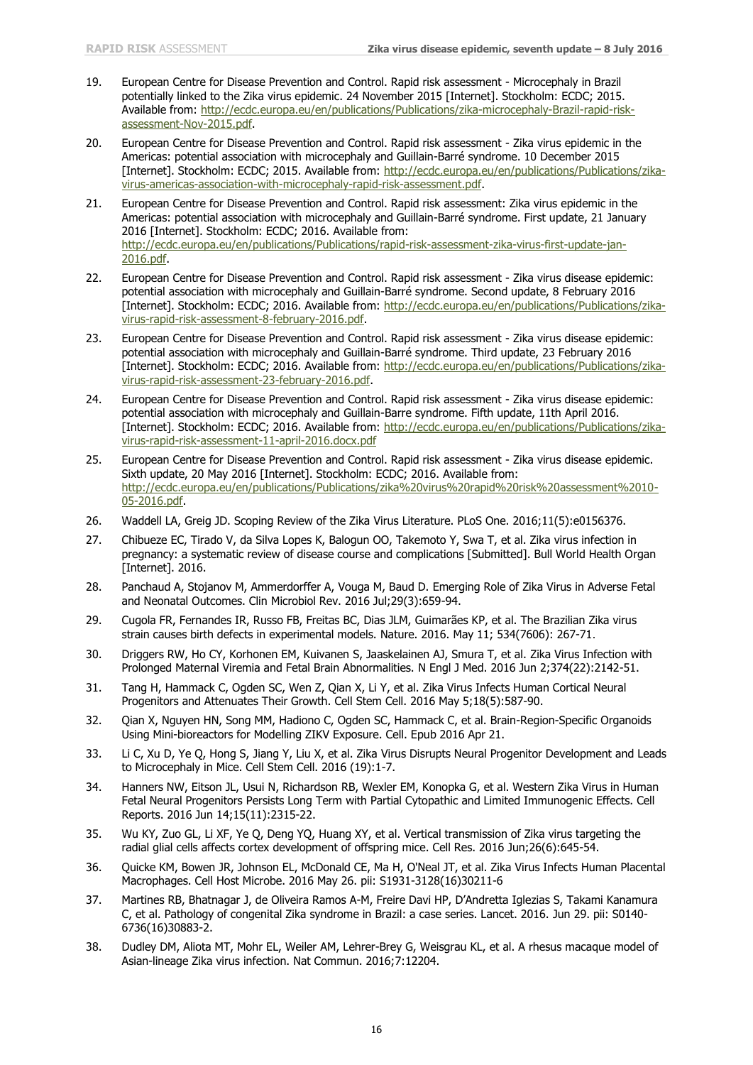19. European Centre for Disease Prevention and Control. Rapid risk assessment - Microcephaly in Brazil potentially linked to the Zika virus epidemic. 24 November 2015 [Internet]. Stockholm: ECDC; 2015. Available from: http://ecdc.europa.eu/en/publications/Publications/zika-microcephaly-Brazil-rapid-risk-assessment-Nov-2015.pdf.
20. European Centre for Disease Prevention and Control. Rapid risk assessment - Zika virus epidemic in the Americas: potential association with microcephaly and Guillain-Barré syndrome. 10 December 2015 [Internet]. Stockholm: ECDC; 2015. Available from: http://ecdc.europa.eu/en/publications/Publications/zika-virus-americas-association-with-microcephaly-rapid-risk-assessment.pdf.
21. European Centre for Disease Prevention and Control. Rapid risk assessment: Zika virus epidemic in the Americas: potential association with microcephaly and Guillain-Barré syndrome. First update, 21 January 2016 [Internet]. Stockholm: ECDC; 2016. Available from: http://ecdc.europa.eu/en/publications/Publications/rapid-risk-assessment-zika-virus-first-update-jan-2016.pdf.
22. European Centre for Disease Prevention and Control. Rapid risk assessment - Zika virus disease epidemic: potential association with microcephaly and Guillain-Barré syndrome. Second update, 8 February 2016 [Internet]. Stockholm: ECDC; 2016. Available from: http://ecdc.europa.eu/en/publications/Publications/zika-virus-rapid-risk-assessment-8-february-2016.pdf.
23. European Centre for Disease Prevention and Control. Rapid risk assessment - Zika virus disease epidemic: potential association with microcephaly and Guillain-Barré syndrome. Third update, 23 February 2016 [Internet]. Stockholm: ECDC; 2016. Available from: http://ecdc.europa.eu/en/publications/Publications/zika-virus-rapid-risk-assessment-23-february-2016.pdf.
24. European Centre for Disease Prevention and Control. Rapid risk assessment - Zika virus disease epidemic: potential association with microcephaly and Guillain-Barre syndrome. Fifth update, 11th April 2016. [Internet]. Stockholm: ECDC; 2016. Available from: http://ecdc.europa.eu/en/publications/Publications/zika-virus-rapid-risk-assessment-11-april-2016.docx.pdf
25. European Centre for Disease Prevention and Control. Rapid risk assessment - Zika virus disease epidemic. Sixth update, 20 May 2016 [Internet]. Stockholm: ECDC; 2016. Available from: http://ecdc.europa.eu/en/publications/Publications/zika%20virus%20rapid%20risk%20assessment%2010-05-2016.pdf.
26. Waddell LA, Greig JD. Scoping Review of the Zika Virus Literature. PLoS One. 2016;11(5):e0156376.
27. Chibueze EC, Tirado V, da Silva Lopes K, Balogun OO, Takemoto Y, Swa T, et al. Zika virus infection in pregnancy: a systematic review of disease course and complications [Submitted]. Bull World Health Organ [Internet]. 2016.
28. Panchaud A, Stojanov M, Ammerdorffer A, Vouga M, Baud D. Emerging Role of Zika Virus in Adverse Fetal and Neonatal Outcomes. Clin Microbiol Rev. 2016 Jul;29(3):659-94.
29. Cugola FR, Fernandes IR, Russo FB, Freitas BC, Dias JLM, Guimarães KP, et al. The Brazilian Zika virus strain causes birth defects in experimental models. Nature. 2016. May 11; 534(7606): 267-71.
30. Driggers RW, Ho CY, Korhonen EM, Kuivanen S, Jaaskelainen AJ, Smura T, et al. Zika Virus Infection with Prolonged Maternal Viremia and Fetal Brain Abnormalities. N Engl J Med. 2016 Jun 2;374(22):2142-51.
31. Tang H, Hammack C, Ogden SC, Wen Z, Qian X, Li Y, et al. Zika Virus Infects Human Cortical Neural Progenitors and Attenuates Their Growth. Cell Stem Cell. 2016 May 5;18(5):587-90.
32. Qian X, Nguyen HN, Song MM, Hadiono C, Ogden SC, Hammack C, et al. Brain-Region-Specific Organoids Using Mini-bioreactors for Modelling ZIKV Exposure. Cell. Epub 2016 Apr 21.
33. Li C, Xu D, Ye Q, Hong S, Jiang Y, Liu X, et al. Zika Virus Disrupts Neural Progenitor Development and Leads to Microcephaly in Mice. Cell Stem Cell. 2016 (19):1-7.
34. Hanners NW, Eitson JL, Usui N, Richardson RB, Wexler EM, Konopka G, et al. Western Zika Virus in Human Fetal Neural Progenitors Persists Long Term with Partial Cytopathic and Limited Immunogenic Effects. Cell Reports. 2016 Jun 14;15(11):2315-22.
35. Wu KY, Zuo GL, Li XF, Ye Q, Deng YQ, Huang XY, et al. Vertical transmission of Zika virus targeting the radial glial cells affects cortex development of offspring mice. Cell Res. 2016 Jun;26(6):645-54.
36. Quicke KM, Bowen JR, Johnson EL, McDonald CE, Ma H, O'Neal JT, et al. Zika Virus Infects Human Placental Macrophages. Cell Host Microbe. 2016 May 26. pii: S1931-3128(16)30211-6
37. Martines RB, Bhatnagar J, de Oliveira Ramos A-M, Freire Davi HP, D'Andretta Iglezias S, Takami Kanamura C, et al. Pathology of congenital Zika syndrome in Brazil: a case series. Lancet. 2016. Jun 29. pii: S0140-6736(16)30883-2.
38. Dudley DM, Aliota MT, Mohr EL, Weiler AM, Lehrer-Brey G, Weisgrau KL, et al. A rhesus macaque model of Asian-lineage Zika virus infection. Nat Commun. 2016;7:12204.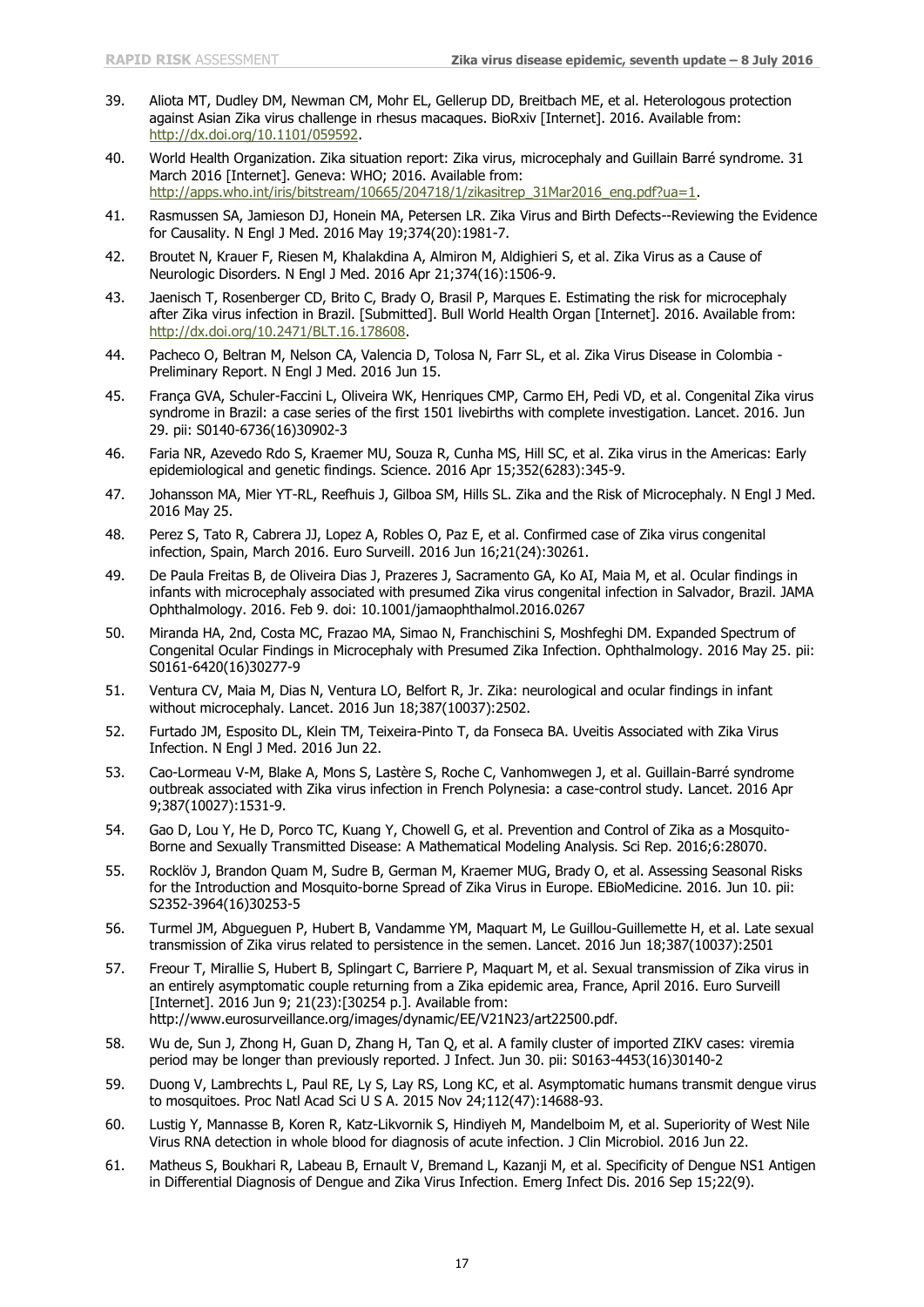39. Aliota MT, Dudley DM, Newman CM, Mohr EL, Gellerup DD, Breitbach ME, et al. Heterologous protection against Asian Zika virus challenge in rhesus macaques. BioRxiv [Internet]. 2016. Available from: http://dx.doi.org/10.1101/059592.
40. World Health Organization. Zika situation report: Zika virus, microcephaly and Guillain Barré syndrome. 31 March 2016 [Internet]. Geneva: WHO; 2016. Available from: http://apps.who.int/iris/bitstream/10665/204718/1/zikasitrep_31Mar2016_eng.pdf?ua=1.
41. Rasmussen SA, Jamieson DJ, Honein MA, Petersen LR. Zika Virus and Birth Defects--Reviewing the Evidence for Causality. N Engl J Med. 2016 May 19;374(20):1981-7.
42. Broutet N, Krauer F, Riesen M, Khalakdina A, Almiron M, Aldighieri S, et al. Zika Virus as a Cause of Neurologic Disorders. N Engl J Med. 2016 Apr 21;374(16):1506-9.
43. Jaenisch T, Rosenberger CD, Brito C, Brady O, Brasil P, Marques E. Estimating the risk for microcephaly after Zika virus infection in Brazil. [Submitted]. Bull World Health Organ [Internet]. 2016. Available from: http://dx.doi.org/10.2471/BLT.16.178608.
44. Pacheco O, Beltran M, Nelson CA, Valencia D, Tolosa N, Farr SL, et al. Zika Virus Disease in Colombia - Preliminary Report. N Engl J Med. 2016 Jun 15.
45. França GVA, Schuler-Faccini L, Oliveira WK, Henriques CMP, Carmo EH, Pedi VD, et al. Congenital Zika virus syndrome in Brazil: a case series of the first 1501 livebirths with complete investigation. Lancet. 2016. Jun 29. pii: S0140-6736(16)30902-3
46. Faria NR, Azevedo Rdo S, Kraemer MU, Souza R, Cunha MS, Hill SC, et al. Zika virus in the Americas: Early epidemiological and genetic findings. Science. 2016 Apr 15;352(6283):345-9.
47. Johansson MA, Mier YT-RL, Reefhuis J, Gilboa SM, Hills SL. Zika and the Risk of Microcephaly. N Engl J Med. 2016 May 25.
48. Perez S, Tato R, Cabrera JJ, Lopez A, Robles O, Paz E, et al. Confirmed case of Zika virus congenital infection, Spain, March 2016. Euro Surveill. 2016 Jun 16;21(24):30261.
49. De Paula Freitas B, de Oliveira Dias J, Prazeres J, Sacramento GA, Ko AI, Maia M, et al. Ocular findings in infants with microcephaly associated with presumed Zika virus congenital infection in Salvador, Brazil. JAMA Ophthalmology. 2016. Feb 9. doi: 10.1001/jamaophthalmol.2016.0267
50. Miranda HA, 2nd, Costa MC, Frazao MA, Simao N, Franchischini S, Moshfeghi DM. Expanded Spectrum of Congenital Ocular Findings in Microcephaly with Presumed Zika Infection. Ophthalmology. 2016 May 25. pii: S0161-6420(16)30277-9
51. Ventura CV, Maia M, Dias N, Ventura LO, Belfort R, Jr. Zika: neurological and ocular findings in infant without microcephaly. Lancet. 2016 Jun 18;387(10037):2502.
52. Furtado JM, Esposito DL, Klein TM, Teixeira-Pinto T, da Fonseca BA. Uveitis Associated with Zika Virus Infection. N Engl J Med. 2016 Jun 22.
53. Cao-Lormeau V-M, Blake A, Mons S, Lastère S, Roche C, Vanhomwegen J, et al. Guillain-Barré syndrome outbreak associated with Zika virus infection in French Polynesia: a case-control study. Lancet. 2016 Apr 9;387(10027):1531-9.
54. Gao D, Lou Y, He D, Porco TC, Kuang Y, Chowell G, et al. Prevention and Control of Zika as a Mosquito-Borne and Sexually Transmitted Disease: A Mathematical Modeling Analysis. Sci Rep. 2016;6:28070.
55. Rocklöv J, Brandon Quam M, Sudre B, German M, Kraemer MUG, Brady O, et al. Assessing Seasonal Risks for the Introduction and Mosquito-borne Spread of Zika Virus in Europe. EBioMedicine. 2016. Jun 10. pii: S2352-3964(16)30253-5
56. Turmel JM, Abgueguen P, Hubert B, Vandamme YM, Maquart M, Le Guillou-Guillemette H, et al. Late sexual transmission of Zika virus related to persistence in the semen. Lancet. 2016 Jun 18;387(10037):2501
57. Freour T, Mirallie S, Hubert B, Splingart C, Barriere P, Maquart M, et al. Sexual transmission of Zika virus in an entirely asymptomatic couple returning from a Zika epidemic area, France, April 2016. Euro Surveill [Internet]. 2016 Jun 9; 21(23):[30254 p.]. Available from: http://www.eurosurveillance.org/images/dynamic/EE/V21N23/art22500.pdf.
58. Wu de, Sun J, Zhong H, Guan D, Zhang H, Tan Q, et al. A family cluster of imported ZIKV cases: viremia period may be longer than previously reported. J Infect. Jun 30. pii: S0163-4453(16)30140-2
59. Duong V, Lambrechts L, Paul RE, Ly S, Lay RS, Long KC, et al. Asymptomatic humans transmit dengue virus to mosquitoes. Proc Natl Acad Sci U S A. 2015 Nov 24;112(47):14688-93.
60. Lustig Y, Mannasse B, Koren R, Katz-Likvornik S, Hindiyeh M, Mandelboim M, et al. Superiority of West Nile Virus RNA detection in whole blood for diagnosis of acute infection. J Clin Microbiol. 2016 Jun 22.
61. Matheus S, Boukhari R, Labeau B, Ernault V, Bremand L, Kazanji M, et al. Specificity of Dengue NS1 Antigen in Differential Diagnosis of Dengue and Zika Virus Infection. Emerg Infect Dis. 2016 Sep 15;22(9).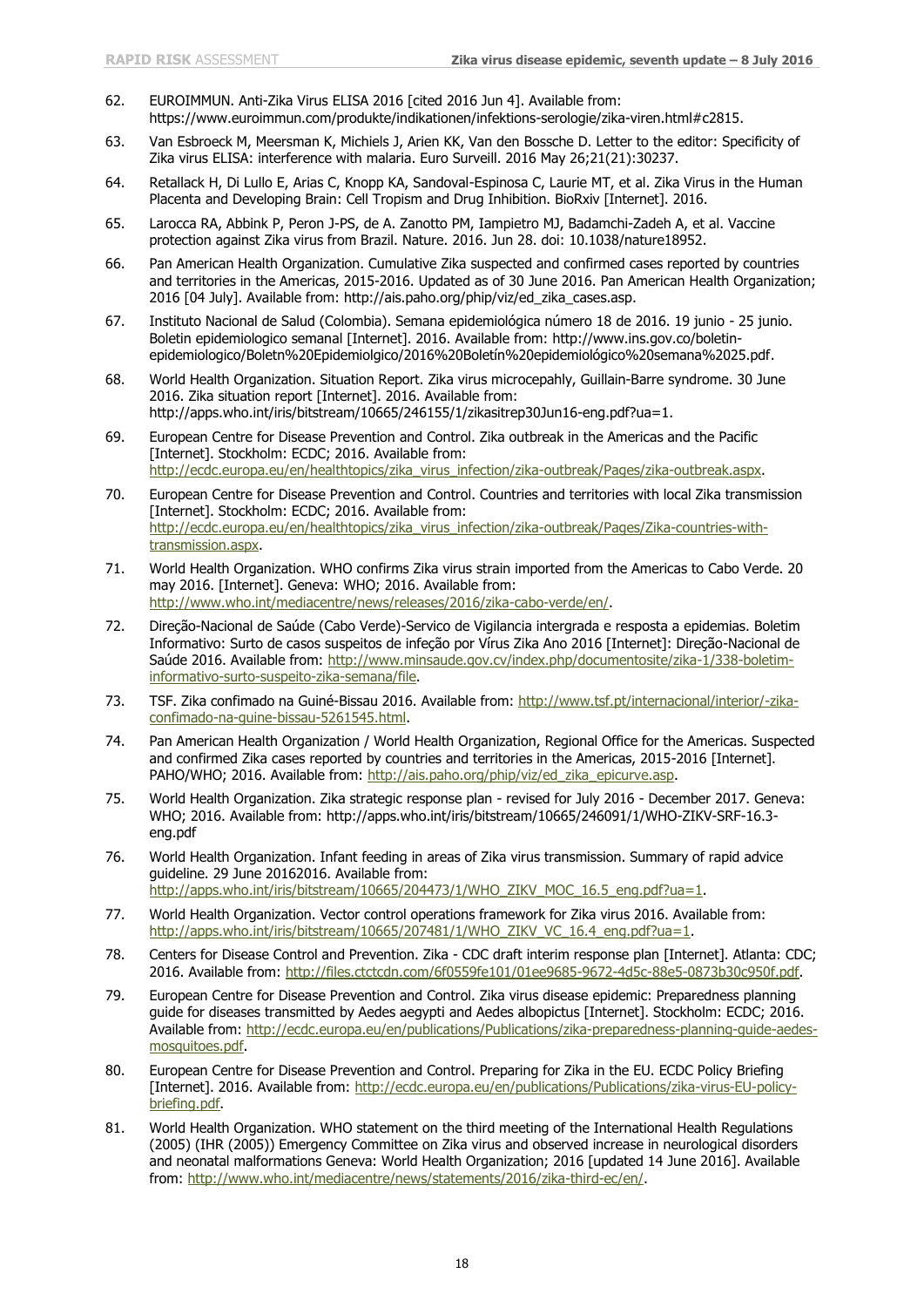62. EUROIMMUN. Anti-Zika Virus ELISA 2016 [cited 2016 Jun 4]. Available from: https://www.euroimmun.com/produkte/indikationen/infektions-serologie/zika-viren.html#c2815.

63. Van Esbroeck M, Meersman K, Michiels J, Arien KK, Van den Bossche D. Letter to the editor: Specificity of Zika virus ELISA: interference with malaria. Euro Surveill. 2016 May 26;21(21):30237.

64. Retallack H, Di Lullo E, Arias C, Knopp KA, Sandoval-Espinosa C, Laurie MT, et al. Zika Virus in the Human Placenta and Developing Brain: Cell Tropism and Drug Inhibition. BioRxiv [Internet]. 2016.

65. Larocca RA, Abbink P, Peron J-PS, de A. Zanotto PM, Iampietro MJ, Badamchi-Zadeh A, et al. Vaccine protection against Zika virus from Brazil. Nature. 2016. Jun 28. doi: 10.1038/nature18952.

66. Pan American Health Organization. Cumulative Zika suspected and confirmed cases reported by countries and territories in the Americas, 2015-2016. Updated as of 30 June 2016. Pan American Health Organization; 2016 [04 July]. Available from: http://ais.paho.org/phip/viz/ed_zika_cases.asp.

67. Instituto Nacional de Salud (Colombia). Semana epidemiológica número 18 de 2016. 19 junio - 25 junio. Boletin epidemiologico semanal [Internet]. 2016. Available from: http://www.ins.gov.co/boletin-epidemiologico/Boletn%20Epidemiolgico/2016%20Boletín%20epidemiológico%20semana%2025.pdf.

68. World Health Organization. Situation Report. Zika virus microcepahly, Guillain-Barre syndrome. 30 June 2016. Zika situation report [Internet]. 2016. Available from: http://apps.who.int/iris/bitstream/10665/246155/1/zikasitrep30Jun16-eng.pdf?ua=1.

69. European Centre for Disease Prevention and Control. Zika outbreak in the Americas and the Pacific [Internet]. Stockholm: ECDC; 2016. Available from: http://ecdc.europa.eu/en/healthtopics/zika_virus_infection/zika-outbreak/Pages/zika-outbreak.aspx.

70. European Centre for Disease Prevention and Control. Countries and territories with local Zika transmission [Internet]. Stockholm: ECDC; 2016. Available from: http://ecdc.europa.eu/en/healthtopics/zika_virus_infection/zika-outbreak/Pages/Zika-countries-with-transmission.aspx.

71. World Health Organization. WHO confirms Zika virus strain imported from the Americas to Cabo Verde. 20 may 2016. [Internet]. Geneva: WHO; 2016. Available from: http://www.who.int/mediacentre/news/releases/2016/zika-cabo-verde/en/.

72. Direção-Nacional de Saúde (Cabo Verde)-Servico de Vigilancia intergrada e resposta a epidemias. Boletim Informativo: Surto de casos suspeitos de infeção por Vírus Zika Ano 2016 [Internet]: Direção-Nacional de Saúde 2016. Available from: http://www.minsaude.gov.cv/index.php/documentosite/zika-1/338-boletim-informativo-surto-suspeito-zika-semana/file.

73. TSF. Zika confimado na Guiné-Bissau 2016. Available from: http://www.tsf.pt/internacional/interior/-zika-confimado-na-guine-bissau-5261545.html.

74. Pan American Health Organization / World Health Organization, Regional Office for the Americas. Suspected and confirmed Zika cases reported by countries and territories in the Americas, 2015-2016 [Internet]. PAHO/WHO; 2016. Available from: http://ais.paho.org/phip/viz/ed_zika_epicurve.asp.

75. World Health Organization. Zika strategic response plan - revised for July 2016 - December 2017. Geneva: WHO; 2016. Available from: http://apps.who.int/iris/bitstream/10665/246091/1/WHO-ZIKV-SRF-16.3-eng.pdf

76. World Health Organization. Infant feeding in areas of Zika virus transmission. Summary of rapid advice guideline. 29 June 20162016. Available from: http://apps.who.int/iris/bitstream/10665/204473/1/WHO_ZIKV_MOC_16.5_eng.pdf?ua=1.

77. World Health Organization. Vector control operations framework for Zika virus 2016. Available from: http://apps.who.int/iris/bitstream/10665/207481/1/WHO_ZIKV_VC_16.4_eng.pdf?ua=1.

78. Centers for Disease Control and Prevention. Zika - CDC draft interim response plan [Internet]. Atlanta: CDC; 2016. Available from: http://files.ctctcdn.com/6f0559fe101/01ee9685-9672-4d5c-88e5-0873b30c950f.pdf.

79. European Centre for Disease Prevention and Control. Zika virus disease epidemic: Preparedness planning guide for diseases transmitted by Aedes aegypti and Aedes albopictus [Internet]. Stockholm: ECDC; 2016. Available from: http://ecdc.europa.eu/en/publications/Publications/zika-preparedness-planning-guide-aedes-mosquitoes.pdf.

80. European Centre for Disease Prevention and Control. Preparing for Zika in the EU. ECDC Policy Briefing [Internet]. 2016. Available from: http://ecdc.europa.eu/en/publications/Publications/zika-virus-EU-policy-briefing.pdf.

81. World Health Organization. WHO statement on the third meeting of the International Health Regulations (2005) (IHR (2005)) Emergency Committee on Zika virus and observed increase in neurological disorders and neonatal malformations Geneva: World Health Organization; 2016 [updated 14 June 2016]. Available from: http://www.who.int/mediacentre/news/statements/2016/zika-third-ec/en/.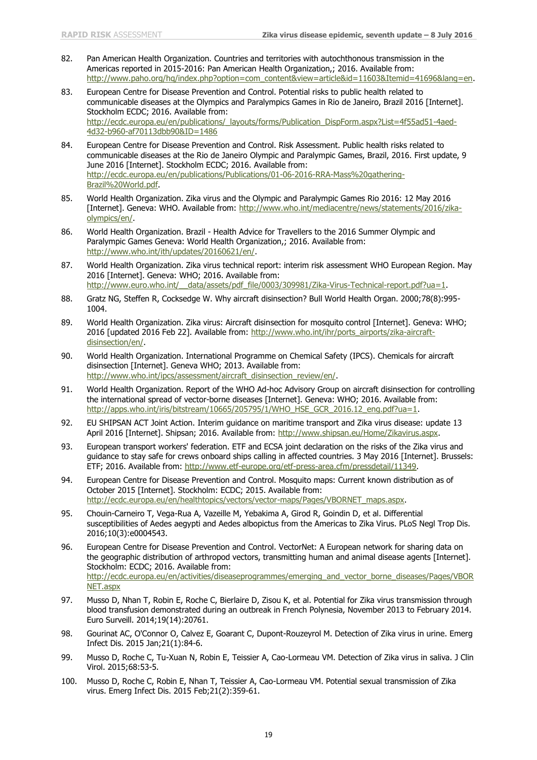82. Pan American Health Organization. Countries and territories with autochthonous transmission in the Americas reported in 2015-2016: Pan American Health Organization,; 2016. Available from: http://www.paho.org/hq/index.php?option=com_content&view=article&id=11603&Itemid=41696&lang=en.

83. European Centre for Disease Prevention and Control. Potential risks to public health related to communicable diseases at the Olympics and Paralympics Games in Rio de Janeiro, Brazil 2016 [Internet]. Stockholm ECDC; 2016. Available from: http://ecdc.europa.eu/en/publications/_layouts/forms/Publication_DispForm.aspx?List=4f55ad51-4aed-4d32-b960-af70113dbb90&ID=1486

84. European Centre for Disease Prevention and Control. Risk Assessment. Public health risks related to communicable diseases at the Rio de Janeiro Olympic and Paralympic Games, Brazil, 2016. First update, 9 June 2016 [Internet]. Stockholm ECDC; 2016. Available from: http://ecdc.europa.eu/en/publications/Publications/01-06-2016-RRA-Mass%20gathering-Brazil%20World.pdf.

85. World Health Organization. Zika virus and the Olympic and Paralympic Games Rio 2016: 12 May 2016 [Internet]. Geneva: WHO. Available from: http://www.who.int/mediacentre/news/statements/2016/zika-olympics/en/.

86. World Health Organization. Brazil - Health Advice for Travellers to the 2016 Summer Olympic and Paralympic Games Geneva: World Health Organization,; 2016. Available from: http://www.who.int/ith/updates/20160621/en/.

87. World Health Organization. Zika virus technical report: interim risk assessment WHO European Region. May 2016 [Internet]. Geneva: WHO; 2016. Available from: http://www.euro.who.int/__data/assets/pdf_file/0003/309981/Zika-Virus-Technical-report.pdf?ua=1.

88. Gratz NG, Steffen R, Cocksedge W. Why aircraft disinsection? Bull World Health Organ. 2000;78(8):995-1004.

89. World Health Organization. Zika virus: Aircraft disinsection for mosquito control [Internet]. Geneva: WHO; 2016 [updated 2016 Feb 22]. Available from: http://www.who.int/ihr/ports_airports/zika-aircraft-disinsection/en/.

90. World Health Organization. International Programme on Chemical Safety (IPCS). Chemicals for aircraft disinsection [Internet]. Geneva WHO; 2013. Available from: http://www.who.int/ipcs/assessment/aircraft_disinsection_review/en/.

91. World Health Organization. Report of the WHO Ad-hoc Advisory Group on aircraft disinsection for controlling the international spread of vector-borne diseases [Internet]. Geneva: WHO; 2016. Available from: http://apps.who.int/iris/bitstream/10665/205795/1/WHO_HSE_GCR_2016.12_eng.pdf?ua=1.

92. EU SHIPSAN ACT Joint Action. Interim guidance on maritime transport and Zika virus disease: update 13 April 2016 [Internet]. Shipsan; 2016. Available from: http://www.shipsan.eu/Home/Zikavirus.aspx.

93. European transport workers' federation. ETF and ECSA joint declaration on the risks of the Zika virus and guidance to stay safe for crews onboard ships calling in affected countries. 3 May 2016 [Internet]. Brussels: ETF; 2016. Available from: http://www.etf-europe.org/etf-press-area.cfm/pressdetail/11349.

94. European Centre for Disease Prevention and Control. Mosquito maps: Current known distribution as of October 2015 [Internet]. Stockholm: ECDC; 2015. Available from: http://ecdc.europa.eu/en/healthtopics/vectors/vector-maps/Pages/VBORNET_maps.aspx.

95. Chouin-Carneiro T, Vega-Rua A, Vazeille M, Yebakima A, Girod R, Goindin D, et al. Differential susceptibilities of Aedes aegypti and Aedes albopictus from the Americas to Zika Virus. PLoS Negl Trop Dis. 2016;10(3):e0004543.

96. European Centre for Disease Prevention and Control. VectorNet: A European network for sharing data on the geographic distribution of arthropod vectors, transmitting human and animal disease agents [Internet]. Stockholm: ECDC; 2016. Available from: http://ecdc.europa.eu/en/activities/diseaseprogrammes/emerging_and_vector_borne_diseases/Pages/VBORNET.aspx

97. Musso D, Nhan T, Robin E, Roche C, Bierlaire D, Zisou K, et al. Potential for Zika virus transmission through blood transfusion demonstrated during an outbreak in French Polynesia, November 2013 to February 2014. Euro Surveill. 2014;19(14):20761.

98. Gourinat AC, O'Connor O, Calvez E, Goarant C, Dupont-Rouzeyrol M. Detection of Zika virus in urine. Emerg Infect Dis. 2015 Jan;21(1):84-6.

99. Musso D, Roche C, Tu-Xuan N, Robin E, Teissier A, Cao-Lormeau VM. Detection of Zika virus in saliva. J Clin Virol. 2015;68:53-5.

100. Musso D, Roche C, Robin E, Nhan T, Teissier A, Cao-Lormeau VM. Potential sexual transmission of Zika virus. Emerg Infect Dis. 2015 Feb;21(2):359-61.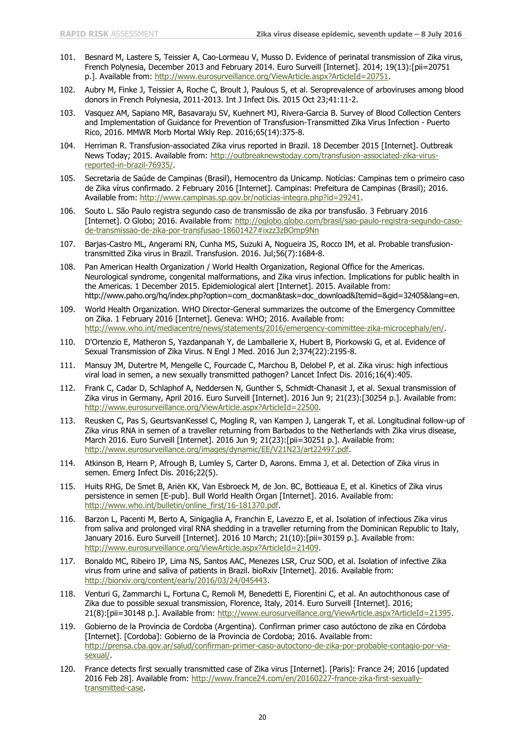101. Besnard M, Lastere S, Teissier A, Cao-Lormeau V, Musso D. Evidence of perinatal transmission of Zika virus, French Polynesia, December 2013 and February 2014. Euro Surveill [Internet]. 2014; 19(13):[pii=20751 p.]. Available from: http://www.eurosurveillance.org/ViewArticle.aspx?ArticleId=20751.

102. Aubry M, Finke J, Teissier A, Roche C, Broult J, Paulous S, et al. Seroprevalence of arboviruses among blood donors in French Polynesia, 2011-2013. Int J Infect Dis. 2015 Oct 23;41:11-2.

103. Vasquez AM, Sapiano MR, Basavaraju SV, Kuehnert MJ, Rivera-Garcia B. Survey of Blood Collection Centers and Implementation of Guidance for Prevention of Transfusion-Transmitted Zika Virus Infection - Puerto Rico, 2016. MMWR Morb Mortal Wkly Rep. 2016;65(14):375-8.

104. Herriman R. Transfusion-associated Zika virus reported in Brazil. 18 December 2015 [Internet]. Outbreak News Today; 2015. Available from: http://outbreaknewstoday.com/transfusion-associated-zika-virus-reported-in-brazil-76935/.

105. Secretaria de Saúde de Campinas (Brasil), Hemocentro da Unicamp. Notícias: Campinas tem o primeiro caso de Zika vírus confirmado. 2 February 2016 [Internet]. Campinas: Prefeitura de Campinas (Brasil); 2016. Available from: http://www.campinas.sp.gov.br/noticias-integra.php?id=29241.

106. Souto L. São Paulo registra segundo caso de transmissão de zika por transfusão. 3 February 2016 [Internet]. O Globo; 2016. Available from: http://oglobo.globo.com/brasil/sao-paulo-registra-segundo-caso-de-transmissao-de-zika-por-transfusao-18601427#ixzz3zBOmp9Nn

107. Barjas-Castro ML, Angerami RN, Cunha MS, Suzuki A, Nogueira JS, Rocco IM, et al. Probable transfusion-transmitted Zika virus in Brazil. Transfusion. 2016. Jul;56(7):1684-8.

108. Pan American Health Organization / World Health Organization, Regional Office for the Americas. Neurological syndrome, congenital malformations, and Zika virus infection. Implications for public health in the Americas. 1 December 2015. Epidemiological alert [Internet]. 2015. Available from: http://www.paho.org/hq/index.php?option=com_docman&task=doc_download&Itemid=&gid=32405&lang=en.

109. World Health Organization. WHO Director-General summarizes the outcome of the Emergency Committee on Zika. 1 February 2016 [Internet]. Geneva: WHO; 2016. Available from: http://www.who.int/mediacentre/news/statements/2016/emergency-committee-zika-microcephaly/en/.

110. D'Ortenzio E, Matheron S, Yazdanpanah Y, de Lamballerie X, Hubert B, Piorkowski G, et al. Evidence of Sexual Transmission of Zika Virus. N Engl J Med. 2016 Jun 2;374(22):2195-8.

111. Mansuy JM, Dutertre M, Mengelle C, Fourcade C, Marchou B, Delobel P, et al. Zika virus: high infectious viral load in semen, a new sexually transmitted pathogen? Lancet Infect Dis. 2016;16(4):405.

112. Frank C, Cadar D, Schlaphof A, Neddersen N, Gunther S, Schmidt-Chanasit J, et al. Sexual transmission of Zika virus in Germany, April 2016. Euro Surveill [Internet]. 2016 Jun 9; 21(23):[30254 p.]. Available from: http://www.eurosurveillance.org/ViewArticle.aspx?ArticleId=22500.

113. Reusken C, Pas S, GeurtsvanKessel C, Mogling R, van Kampen J, Langerak T, et al. Longitudinal follow-up of Zika virus RNA in semen of a traveller returning from Barbados to the Netherlands with Zika virus disease, March 2016. Euro Surveill [Internet]. 2016 Jun 9; 21(23):[pii=30251 p.]. Available from: http://www.eurosurveillance.org/images/dynamic/EE/V21N23/art22497.pdf.

114. Atkinson B, Hearn P, Afrough B, Lumley S, Carter D, Aarons. Emma J, et al. Detection of Zika virus in semen. Emerg Infect Dis. 2016;22(5).

115. Huits RHG, De Smet B, Ariën KK, Van Esbroeck M, de Jon. BC, Bottieaua E, et al. Kinetics of Zika virus persistence in semen [E-pub]. Bull World Health Organ [Internet]. 2016. Available from: http://www.who.int/bulletin/online_first/16-181370.pdf.

116. Barzon L, Pacenti M, Berto A, Sinigaglia A, Franchin E, Lavezzo E, et al. Isolation of infectious Zika virus from saliva and prolonged viral RNA shedding in a traveller returning from the Dominican Republic to Italy, January 2016. Euro Surveill [Internet]. 2016 10 March; 21(10):[pii=30159 p.]. Available from: http://www.eurosurveillance.org/ViewArticle.aspx?ArticleId=21409.

117. Bonaldo MC, Ribeiro IP, Lima NS, Santos AAC, Menezes LSR, Cruz SOD, et al. Isolation of infective Zika virus from urine and saliva of patients in Brazil. bioRxiv [Internet]. 2016. Available from: http://biorxiv.org/content/early/2016/03/24/045443.

118. Venturi G, Zammarchi L, Fortuna C, Remoli M, Benedetti E, Fiorentini C, et al. An autochthonous case of Zika due to possible sexual transmission, Florence, Italy, 2014. Euro Surveill [Internet]. 2016; 21(8):[pii=30148 p.]. Available from: http://www.eurosurveillance.org/ViewArticle.aspx?ArticleId=21395.

119. Gobierno de la Provincia de Cordoba (Argentina). Confirman primer caso autóctono de zika en Córdoba [Internet]. [Cordoba]: Gobierno de la Provincia de Cordoba; 2016. Available from: http://prensa.cba.gov.ar/salud/confirman-primer-caso-autoctono-de-zika-por-probable-contagio-por-via-sexual/.

120. France detects first sexually transmitted case of Zika virus [Internet]. [Paris]: France 24; 2016 [updated 2016 Feb 28]. Available from: http://www.france24.com/en/20160227-france-zika-first-sexually-transmitted-case.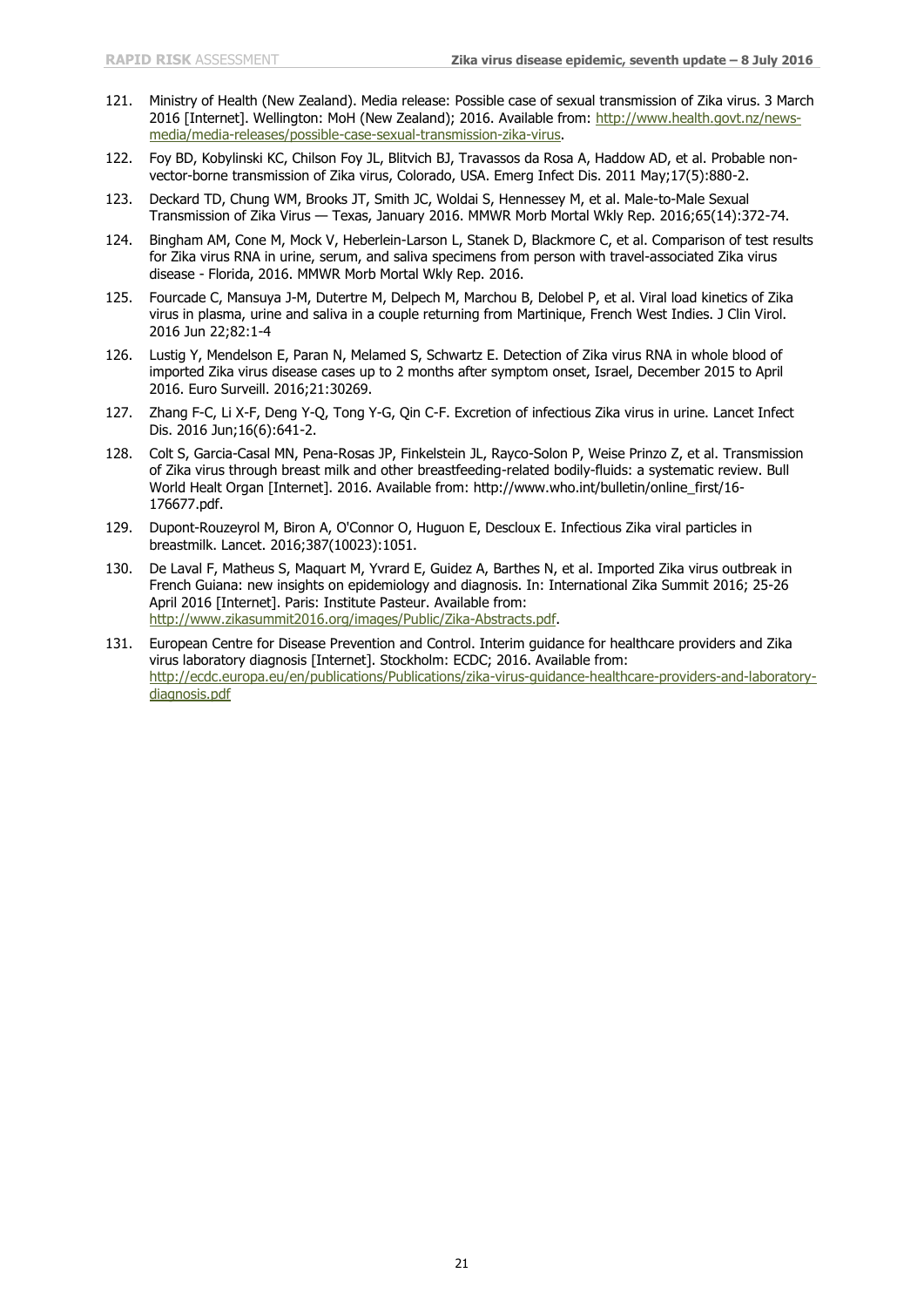121. Ministry of Health (New Zealand). Media release: Possible case of sexual transmission of Zika virus. 3 March 2016 [Internet]. Wellington: MoH (New Zealand); 2016. Available from: http://www.health.govt.nz/news-media/media-releases/possible-case-sexual-transmission-zika-virus.

122. Foy BD, Kobylinski KC, Chilson Foy JL, Blitvich BJ, Travassos da Rosa A, Haddow AD, et al. Probable non-vector-borne transmission of Zika virus, Colorado, USA. Emerg Infect Dis. 2011 May;17(5):880-2.

123. Deckard TD, Chung WM, Brooks JT, Smith JC, Woldai S, Hennessey M, et al. Male-to-Male Sexual Transmission of Zika Virus — Texas, January 2016. MMWR Morb Mortal Wkly Rep. 2016;65(14):372-74.

124. Bingham AM, Cone M, Mock V, Heberlein-Larson L, Stanek D, Blackmore C, et al. Comparison of test results for Zika virus RNA in urine, serum, and saliva specimens from person with travel-associated Zika virus disease - Florida, 2016. MMWR Morb Mortal Wkly Rep. 2016.

125. Fourcade C, Mansuya J-M, Dutertre M, Delpech M, Marchou B, Delobel P, et al. Viral load kinetics of Zika virus in plasma, urine and saliva in a couple returning from Martinique, French West Indies. J Clin Virol. 2016 Jun 22;82:1-4

126. Lustig Y, Mendelson E, Paran N, Melamed S, Schwartz E. Detection of Zika virus RNA in whole blood of imported Zika virus disease cases up to 2 months after symptom onset, Israel, December 2015 to April 2016. Euro Surveill. 2016;21:30269.

127. Zhang F-C, Li X-F, Deng Y-Q, Tong Y-G, Qin C-F. Excretion of infectious Zika virus in urine. Lancet Infect Dis. 2016 Jun;16(6):641-2.

128. Colt S, Garcia-Casal MN, Pena-Rosas JP, Finkelstein JL, Rayco-Solon P, Weise Prinzo Z, et al. Transmission of Zika virus through breast milk and other breastfeeding-related bodily-fluids: a systematic review. Bull World Healt Organ [Internet]. 2016. Available from: http://www.who.int/bulletin/online_first/16-176677.pdf.

129. Dupont-Rouzeyrol M, Biron A, O'Connor O, Huguon E, Descloux E. Infectious Zika viral particles in breastmilk. Lancet. 2016;387(10023):1051.

130. De Laval F, Matheus S, Maquart M, Yvrard E, Guidez A, Barthes N, et al. Imported Zika virus outbreak in French Guiana: new insights on epidemiology and diagnosis. In: International Zika Summit 2016; 25-26 April 2016 [Internet]. Paris: Institute Pasteur. Available from: http://www.zikasummit2016.org/images/Public/Zika-Abstracts.pdf.

131. European Centre for Disease Prevention and Control. Interim guidance for healthcare providers and Zika virus laboratory diagnosis [Internet]. Stockholm: ECDC; 2016. Available from: http://ecdc.europa.eu/en/publications/Publications/zika-virus-guidance-healthcare-providers-and-laboratory-diagnosis.pdf